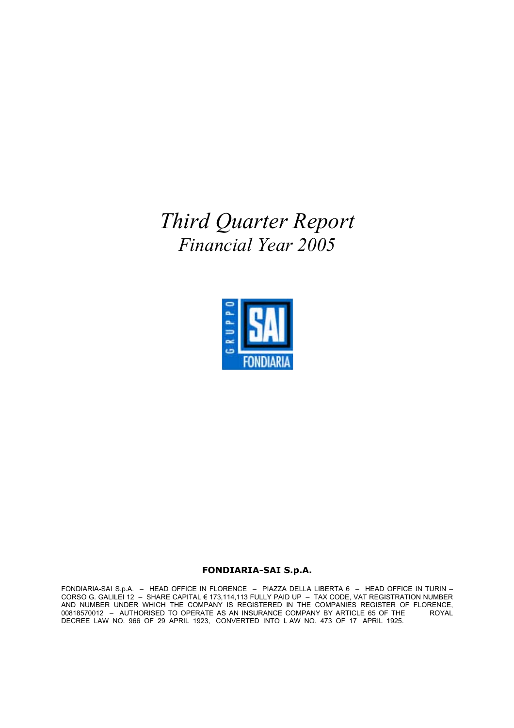# *Third Quarter Report*

## *Financial Year 2005*

**FONDIARIA-SAI S.p.A.**

FONDIARIA-SAI S.p.A. – HEAD OFFICE IN FLORENCE – PIAZZA DELLA LIBERTA 6 – HEAD OFFICE IN TURIN – CORSO G. GALILEI 12 – SHARE CAPITAL € 173,114,113 FULLY PAID UP – TAX CODE, VAT REGISTRATION NUMBER AND NUMBER UNDER WHICH THE COMPANY IS REGISTERED IN THE COMPANIES REGISTER OF FLORENCE, 00818570012 – AUTHORISED TO OPERATE AS AN INSURANCE COMPANY BY ARTICLE 65 OF THE ROYAL DECREE LAW NO. 966 OF 29 APRIL 1923, CONVERTED INTO L AW NO. 473 OF 17 APRIL 1925.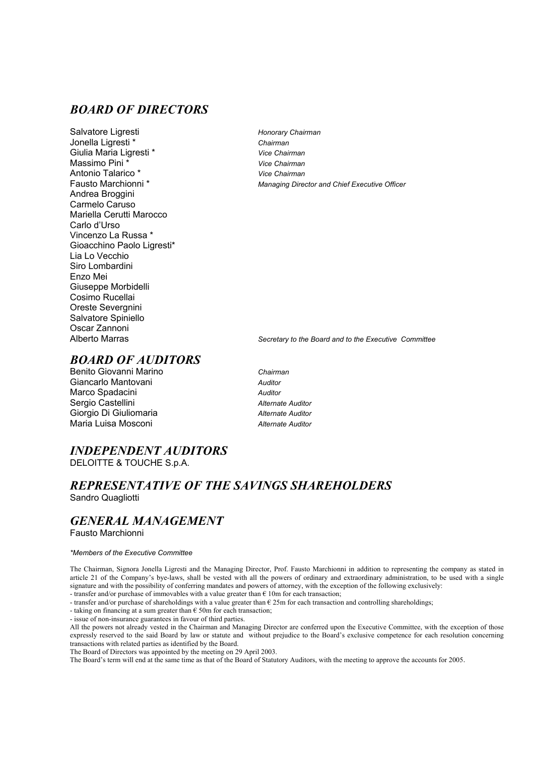## *BOARD OF DIRECTORS*

| | |
|---|---|
| Salvatore Ligresti | *Honorary Chairman* |
| Jonella Ligresti * | *Chairman* |
| Giulia Maria Ligresti * | *Vice Chairman* |
| Massimo Pini * | *Vice Chairman* |
| Antonio Talarico * | *Vice Chairman* |
| Fausto Marchionni * | *Managing Director and Chief Executive Officer* |
| Andrea Broggini | |
| Carmelo Caruso | |
| Mariella Cerutti Marocco | |
| Carlo d'Urso | |
| Vincenzo La Russa * | |
| Gioacchino Paolo Ligresti* | |
| Lia Lo Vecchio | |
| Siro Lombardini | |
| Enzo Mei | |
| Giuseppe Morbidelli | |
| Cosimo Rucellai | |
| Oreste Severgnini | |
| Salvatore Spiniello | |
| Oscar Zannoni | |
| Alberto Marras | *Secretary to the Board and to the Executive Committee* |

## *BOARD OF AUDITORS*

| | |
|---|---|
| Benito Giovanni Marino | *Chairman* |
| Giancarlo Mantovani | *Auditor* |
| Marco Spadacini | *Auditor* |
| Sergio Castellini | *Alternate Auditor* |
| Giorgio Di Giuliomaria | *Alternate Auditor* |
| Maria Luisa Mosconi | *Alternate Auditor* |

## *INDEPENDENT AUDITORS*

DELOITTE & TOUCHE S.p.A.

## *REPRESENTATIVE OF THE SAVINGS SHAREHOLDERS*

Sandro Quagliotti

## *GENERAL MANAGEMENT*

Fausto Marchionni

*\*Members of the Executive Committee*

The Chairman, Signora Jonella Ligresti and the Managing Director, Prof. Fausto Marchionni in addition to representing the company as stated in article 21 of the Company's bye-laws, shall be vested with all the powers of ordinary and extraordinary administration, to be used with a single signature and with the possibility of conferring mandates and powers of attorney, with the exception of the following exclusively:

- transfer and/or purchase of immovables with a value greater than € 10m for each transaction;
- transfer and/or purchase of shareholdings with a value greater than € 25m for each transaction and controlling shareholdings;
- taking on financing at a sum greater than € 50m for each transaction;
- issue of non-insurance guarantees in favour of third parties.

All the powers not already vested in the Chairman and Managing Director are conferred upon the Executive Committee, with the exception of those expressly reserved to the said Board by law or statute and without prejudice to the Board's exclusive competence for each resolution concerning transactions with related parties as identified by the Board.

The Board of Directors was appointed by the meeting on 29 April 2003.

The Board's term will end at the same time as that of the Board of Statutory Auditors, with the meeting to approve the accounts for 2005.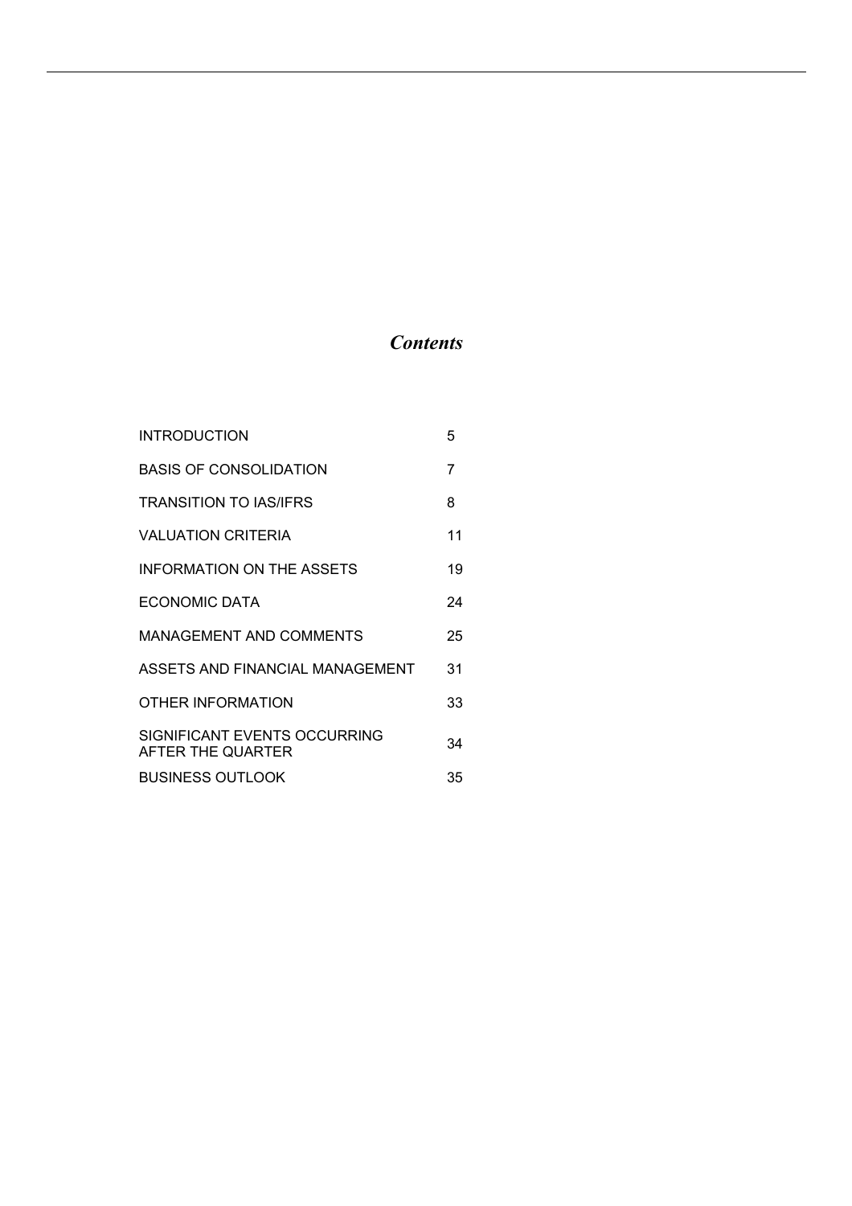# *Contents*

| | |
|---|---|
| INTRODUCTION | 5 |
| BASIS OF CONSOLIDATION | 7 |
| TRANSITION TO IAS/IFRS | 8 |
| VALUATION CRITERIA | 11 |
| INFORMATION ON THE ASSETS | 19 |
| ECONOMIC DATA | 24 |
| MANAGEMENT AND COMMENTS | 25 |
| ASSETS AND FINANCIAL MANAGEMENT | 31 |
| OTHER INFORMATION | 33 |
| SIGNIFICANT EVENTS OCCURRING AFTER THE QUARTER | 34 |
| BUSINESS OUTLOOK | 35 |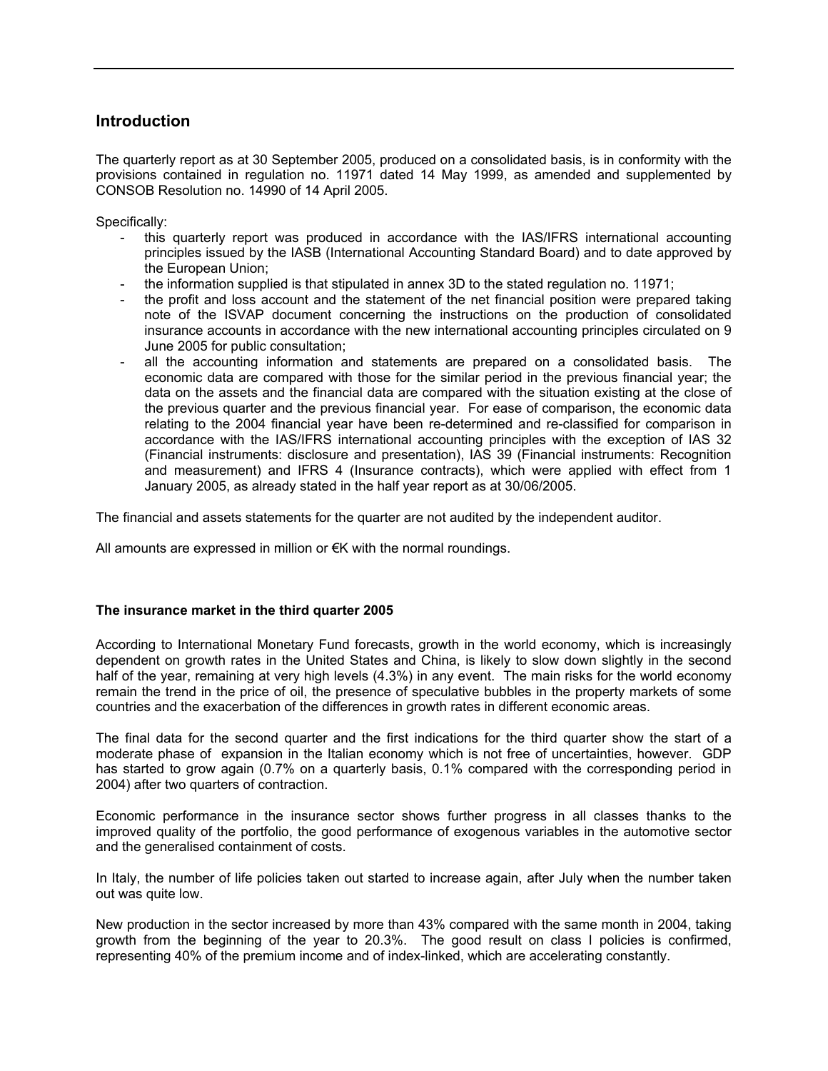## Introduction

The quarterly report as at 30 September 2005, produced on a consolidated basis, is in conformity with the provisions contained in regulation no. 11971 dated 14 May 1999, as amended and supplemented by CONSOB Resolution no. 14990 of 14 April 2005.

Specifically:

- this quarterly report was produced in accordance with the IAS/IFRS international accounting principles issued by the IASB (International Accounting Standard Board) and to date approved by the European Union;
- the information supplied is that stipulated in annex 3D to the stated regulation no. 11971;
- the profit and loss account and the statement of the net financial position were prepared taking note of the ISVAP document concerning the instructions on the production of consolidated insurance accounts in accordance with the new international accounting principles circulated on 9 June 2005 for public consultation;
- all the accounting information and statements are prepared on a consolidated basis. The economic data are compared with those for the similar period in the previous financial year; the data on the assets and the financial data are compared with the situation existing at the close of the previous quarter and the previous financial year. For ease of comparison, the economic data relating to the 2004 financial year have been re-determined and re-classified for comparison in accordance with the IAS/IFRS international accounting principles with the exception of IAS 32 (Financial instruments: disclosure and presentation), IAS 39 (Financial instruments: Recognition and measurement) and IFRS 4 (Insurance contracts), which were applied with effect from 1 January 2005, as already stated in the half year report as at 30/06/2005.

The financial and assets statements for the quarter are not audited by the independent auditor.

All amounts are expressed in million or €K with the normal roundings.

**The insurance market in the third quarter 2005**

According to International Monetary Fund forecasts, growth in the world economy, which is increasingly dependent on growth rates in the United States and China, is likely to slow down slightly in the second half of the year, remaining at very high levels (4.3%) in any event. The main risks for the world economy remain the trend in the price of oil, the presence of speculative bubbles in the property markets of some countries and the exacerbation of the differences in growth rates in different economic areas.

The final data for the second quarter and the first indications for the third quarter show the start of a moderate phase of expansion in the Italian economy which is not free of uncertainties, however. GDP has started to grow again (0.7% on a quarterly basis, 0.1% compared with the corresponding period in 2004) after two quarters of contraction.

Economic performance in the insurance sector shows further progress in all classes thanks to the improved quality of the portfolio, the good performance of exogenous variables in the automotive sector and the generalised containment of costs.

In Italy, the number of life policies taken out started to increase again, after July when the number taken out was quite low.

New production in the sector increased by more than 43% compared with the same month in 2004, taking growth from the beginning of the year to 20.3%. The good result on class I policies is confirmed, representing 40% of the premium income and of index-linked, which are accelerating constantly.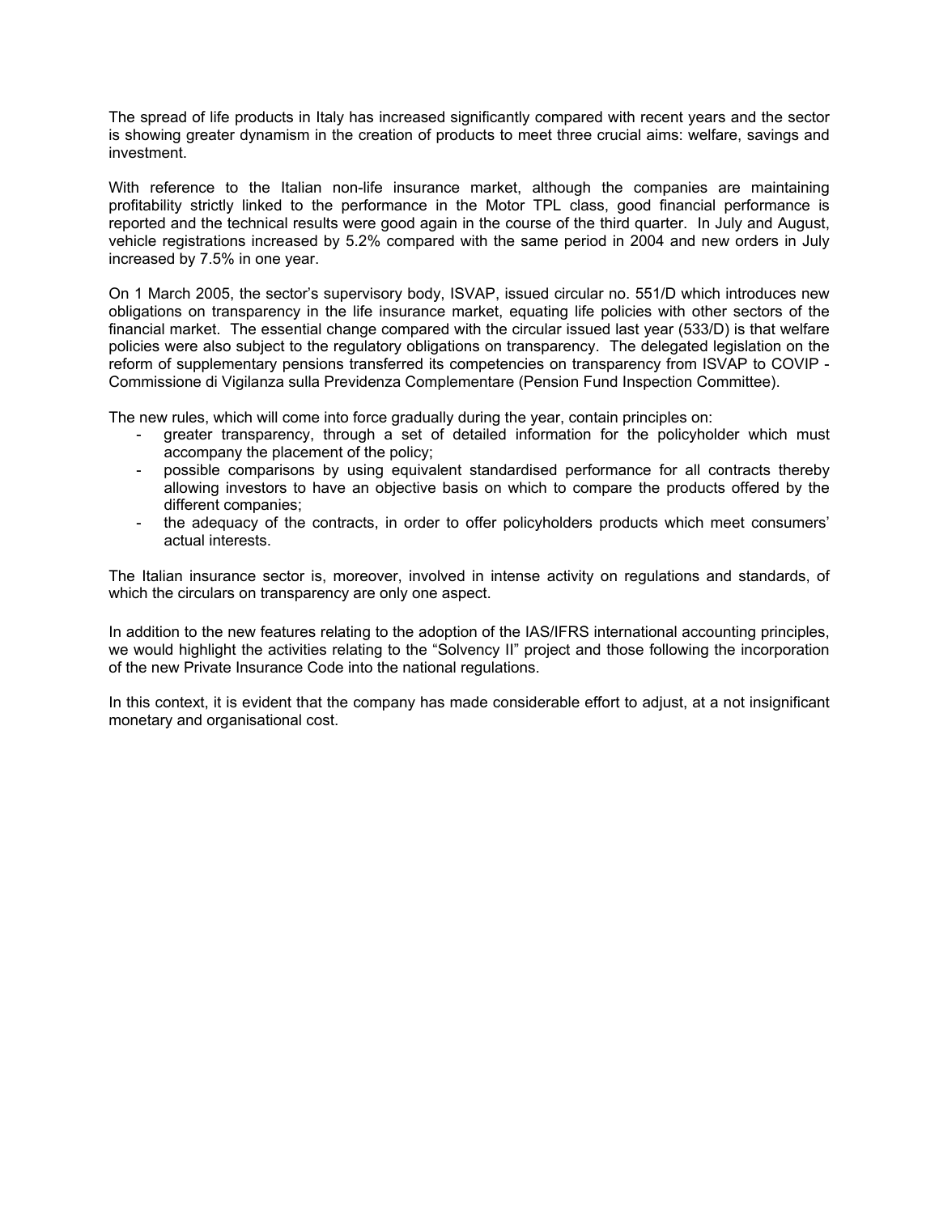The spread of life products in Italy has increased significantly compared with recent years and the sector is showing greater dynamism in the creation of products to meet three crucial aims: welfare, savings and investment.

With reference to the Italian non-life insurance market, although the companies are maintaining profitability strictly linked to the performance in the Motor TPL class, good financial performance is reported and the technical results were good again in the course of the third quarter. In July and August, vehicle registrations increased by 5.2% compared with the same period in 2004 and new orders in July increased by 7.5% in one year.

On 1 March 2005, the sector's supervisory body, ISVAP, issued circular no. 551/D which introduces new obligations on transparency in the life insurance market, equating life policies with other sectors of the financial market. The essential change compared with the circular issued last year (533/D) is that welfare policies were also subject to the regulatory obligations on transparency. The delegated legislation on the reform of supplementary pensions transferred its competencies on transparency from ISVAP to COVIP - Commissione di Vigilanza sulla Previdenza Complementare (Pension Fund Inspection Committee).

The new rules, which will come into force gradually during the year, contain principles on:

- greater transparency, through a set of detailed information for the policyholder which must accompany the placement of the policy;
- possible comparisons by using equivalent standardised performance for all contracts thereby allowing investors to have an objective basis on which to compare the products offered by the different companies;
- the adequacy of the contracts, in order to offer policyholders products which meet consumers' actual interests.

The Italian insurance sector is, moreover, involved in intense activity on regulations and standards, of which the circulars on transparency are only one aspect.

In addition to the new features relating to the adoption of the IAS/IFRS international accounting principles, we would highlight the activities relating to the "Solvency II" project and those following the incorporation of the new Private Insurance Code into the national regulations.

In this context, it is evident that the company has made considerable effort to adjust, at a not insignificant monetary and organisational cost.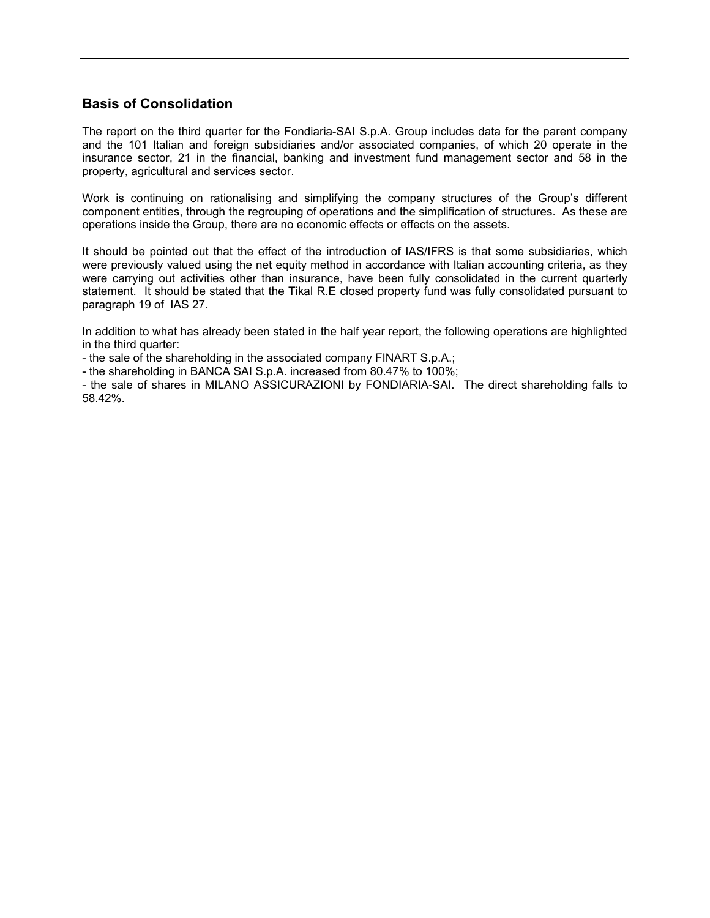## Basis of Consolidation

The report on the third quarter for the Fondiaria-SAI S.p.A. Group includes data for the parent company and the 101 Italian and foreign subsidiaries and/or associated companies, of which 20 operate in the insurance sector, 21 in the financial, banking and investment fund management sector and 58 in the property, agricultural and services sector.

Work is continuing on rationalising and simplifying the company structures of the Group's different component entities, through the regrouping of operations and the simplification of structures. As these are operations inside the Group, there are no economic effects or effects on the assets.

It should be pointed out that the effect of the introduction of IAS/IFRS is that some subsidiaries, which were previously valued using the net equity method in accordance with Italian accounting criteria, as they were carrying out activities other than insurance, have been fully consolidated in the current quarterly statement. It should be stated that the Tikal R.E closed property fund was fully consolidated pursuant to paragraph 19 of IAS 27.

In addition to what has already been stated in the half year report, the following operations are highlighted in the third quarter:

- the sale of the shareholding in the associated company FINART S.p.A.;
- the shareholding in BANCA SAI S.p.A. increased from 80.47% to 100%;
- the sale of shares in MILANO ASSICURAZIONI by FONDIARIA-SAI. The direct shareholding falls to 58.42%.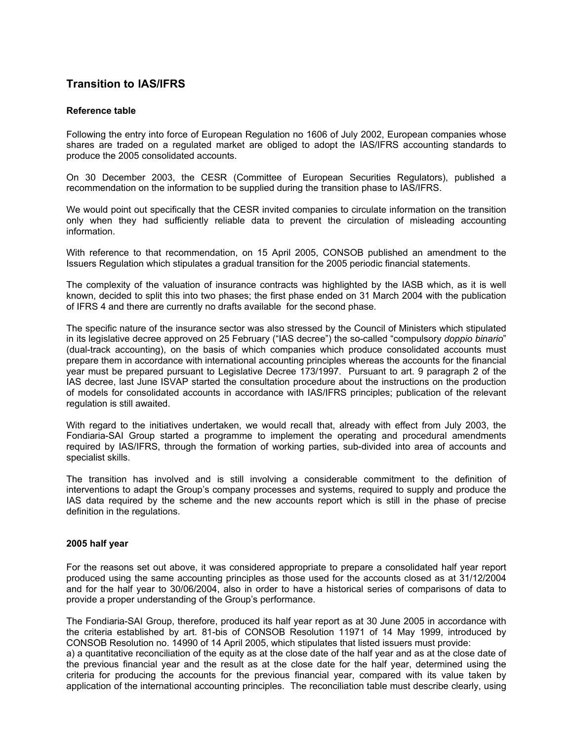## Transition to IAS/IFRS

### Reference table

Following the entry into force of European Regulation no 1606 of July 2002, European companies whose shares are traded on a regulated market are obliged to adopt the IAS/IFRS accounting standards to produce the 2005 consolidated accounts.

On 30 December 2003, the CESR (Committee of European Securities Regulators), published a recommendation on the information to be supplied during the transition phase to IAS/IFRS.

We would point out specifically that the CESR invited companies to circulate information on the transition only when they had sufficiently reliable data to prevent the circulation of misleading accounting information.

With reference to that recommendation, on 15 April 2005, CONSOB published an amendment to the Issuers Regulation which stipulates a gradual transition for the 2005 periodic financial statements.

The complexity of the valuation of insurance contracts was highlighted by the IASB which, as it is well known, decided to split this into two phases; the first phase ended on 31 March 2004 with the publication of IFRS 4 and there are currently no drafts available for the second phase.

The specific nature of the insurance sector was also stressed by the Council of Ministers which stipulated in its legislative decree approved on 25 February ("IAS decree") the so-called "compulsory *doppio binario*" (dual-track accounting), on the basis of which companies which produce consolidated accounts must prepare them in accordance with international accounting principles whereas the accounts for the financial year must be prepared pursuant to Legislative Decree 173/1997. Pursuant to art. 9 paragraph 2 of the IAS decree, last June ISVAP started the consultation procedure about the instructions on the production of models for consolidated accounts in accordance with IAS/IFRS principles; publication of the relevant regulation is still awaited.

With regard to the initiatives undertaken, we would recall that, already with effect from July 2003, the Fondiaria-SAI Group started a programme to implement the operating and procedural amendments required by IAS/IFRS, through the formation of working parties, sub-divided into area of accounts and specialist skills.

The transition has involved and is still involving a considerable commitment to the definition of interventions to adapt the Group's company processes and systems, required to supply and produce the IAS data required by the scheme and the new accounts report which is still in the phase of precise definition in the regulations.

### 2005 half year

For the reasons set out above, it was considered appropriate to prepare a consolidated half year report produced using the same accounting principles as those used for the accounts closed as at 31/12/2004 and for the half year to 30/06/2004, also in order to have a historical series of comparisons of data to provide a proper understanding of the Group's performance.

The Fondiaria-SAI Group, therefore, produced its half year report as at 30 June 2005 in accordance with the criteria established by art. 81-bis of CONSOB Resolution 11971 of 14 May 1999, introduced by CONSOB Resolution no. 14990 of 14 April 2005, which stipulates that listed issuers must provide:
a) a quantitative reconciliation of the equity as at the close date of the half year and as at the close date of the previous financial year and the result as at the close date for the half year, determined using the criteria for producing the accounts for the previous financial year, compared with its value taken by application of the international accounting principles. The reconciliation table must describe clearly, using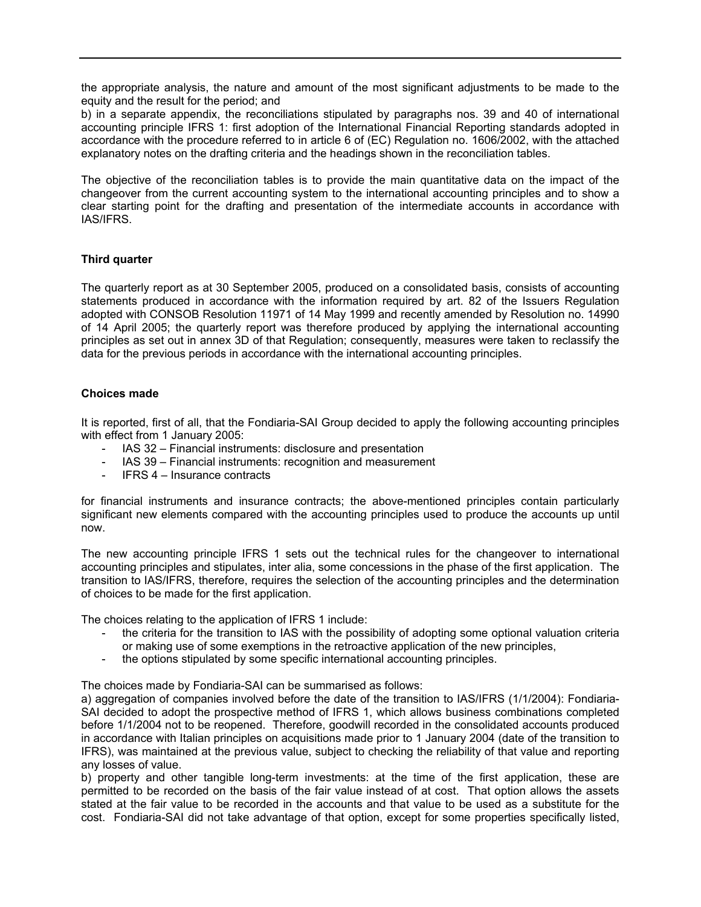the appropriate analysis, the nature and amount of the most significant adjustments to be made to the equity and the result for the period; and

b) in a separate appendix, the reconciliations stipulated by paragraphs nos. 39 and 40 of international accounting principle IFRS 1: first adoption of the International Financial Reporting standards adopted in accordance with the procedure referred to in article 6 of (EC) Regulation no. 1606/2002, with the attached explanatory notes on the drafting criteria and the headings shown in the reconciliation tables.

The objective of the reconciliation tables is to provide the main quantitative data on the impact of the changeover from the current accounting system to the international accounting principles and to show a clear starting point for the drafting and presentation of the intermediate accounts in accordance with IAS/IFRS.

**Third quarter**

The quarterly report as at 30 September 2005, produced on a consolidated basis, consists of accounting statements produced in accordance with the information required by art. 82 of the Issuers Regulation adopted with CONSOB Resolution 11971 of 14 May 1999 and recently amended by Resolution no. 14990 of 14 April 2005; the quarterly report was therefore produced by applying the international accounting principles as set out in annex 3D of that Regulation; consequently, measures were taken to reclassify the data for the previous periods in accordance with the international accounting principles.

**Choices made**

It is reported, first of all, that the Fondiaria-SAI Group decided to apply the following accounting principles with effect from 1 January 2005:

- IAS 32 – Financial instruments: disclosure and presentation
- IAS 39 – Financial instruments: recognition and measurement
- IFRS 4 – Insurance contracts

for financial instruments and insurance contracts; the above-mentioned principles contain particularly significant new elements compared with the accounting principles used to produce the accounts up until now.

The new accounting principle IFRS 1 sets out the technical rules for the changeover to international accounting principles and stipulates, inter alia, some concessions in the phase of the first application. The transition to IAS/IFRS, therefore, requires the selection of the accounting principles and the determination of choices to be made for the first application.

The choices relating to the application of IFRS 1 include:

- the criteria for the transition to IAS with the possibility of adopting some optional valuation criteria or making use of some exemptions in the retroactive application of the new principles,
- the options stipulated by some specific international accounting principles.

The choices made by Fondiaria-SAI can be summarised as follows:

a) aggregation of companies involved before the date of the transition to IAS/IFRS (1/1/2004): Fondiaria-SAI decided to adopt the prospective method of IFRS 1, which allows business combinations completed before 1/1/2004 not to be reopened. Therefore, goodwill recorded in the consolidated accounts produced in accordance with Italian principles on acquisitions made prior to 1 January 2004 (date of the transition to IFRS), was maintained at the previous value, subject to checking the reliability of that value and reporting any losses of value.

b) property and other tangible long-term investments: at the time of the first application, these are permitted to be recorded on the basis of the fair value instead of at cost. That option allows the assets stated at the fair value to be recorded in the accounts and that value to be used as a substitute for the cost. Fondiaria-SAI did not take advantage of that option, except for some properties specifically listed,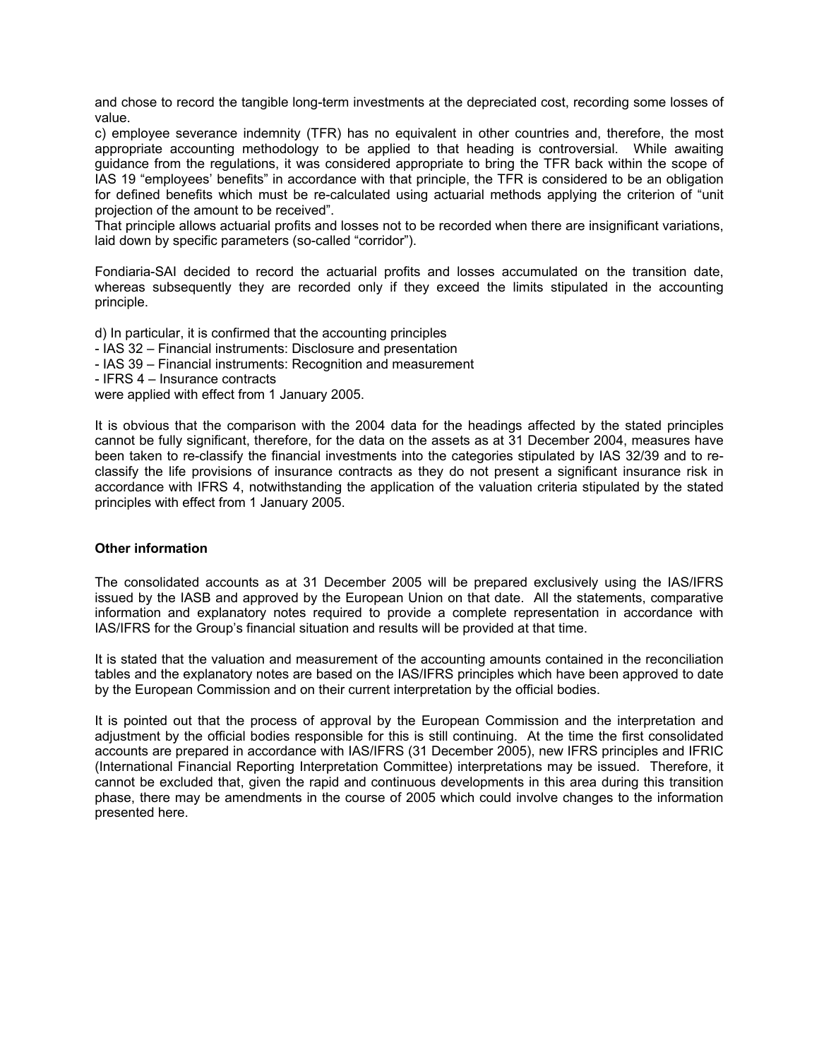and chose to record the tangible long-term investments at the depreciated cost, recording some losses of value.

c) employee severance indemnity (TFR) has no equivalent in other countries and, therefore, the most appropriate accounting methodology to be applied to that heading is controversial. While awaiting guidance from the regulations, it was considered appropriate to bring the TFR back within the scope of IAS 19 "employees' benefits" in accordance with that principle, the TFR is considered to be an obligation for defined benefits which must be re-calculated using actuarial methods applying the criterion of "unit projection of the amount to be received".

That principle allows actuarial profits and losses not to be recorded when there are insignificant variations, laid down by specific parameters (so-called "corridor").

Fondiaria-SAI decided to record the actuarial profits and losses accumulated on the transition date, whereas subsequently they are recorded only if they exceed the limits stipulated in the accounting principle.

d) In particular, it is confirmed that the accounting principles

- IAS 32 – Financial instruments: Disclosure and presentation
- IAS 39 – Financial instruments: Recognition and measurement
- IFRS 4 – Insurance contracts

were applied with effect from 1 January 2005.

It is obvious that the comparison with the 2004 data for the headings affected by the stated principles cannot be fully significant, therefore, for the data on the assets as at 31 December 2004, measures have been taken to re-classify the financial investments into the categories stipulated by IAS 32/39 and to re-classify the life provisions of insurance contracts as they do not present a significant insurance risk in accordance with IFRS 4, notwithstanding the application of the valuation criteria stipulated by the stated principles with effect from 1 January 2005.

**Other information**

The consolidated accounts as at 31 December 2005 will be prepared exclusively using the IAS/IFRS issued by the IASB and approved by the European Union on that date. All the statements, comparative information and explanatory notes required to provide a complete representation in accordance with IAS/IFRS for the Group's financial situation and results will be provided at that time.

It is stated that the valuation and measurement of the accounting amounts contained in the reconciliation tables and the explanatory notes are based on the IAS/IFRS principles which have been approved to date by the European Commission and on their current interpretation by the official bodies.

It is pointed out that the process of approval by the European Commission and the interpretation and adjustment by the official bodies responsible for this is still continuing. At the time the first consolidated accounts are prepared in accordance with IAS/IFRS (31 December 2005), new IFRS principles and IFRIC (International Financial Reporting Interpretation Committee) interpretations may be issued. Therefore, it cannot be excluded that, given the rapid and continuous developments in this area during this transition phase, there may be amendments in the course of 2005 which could involve changes to the information presented here.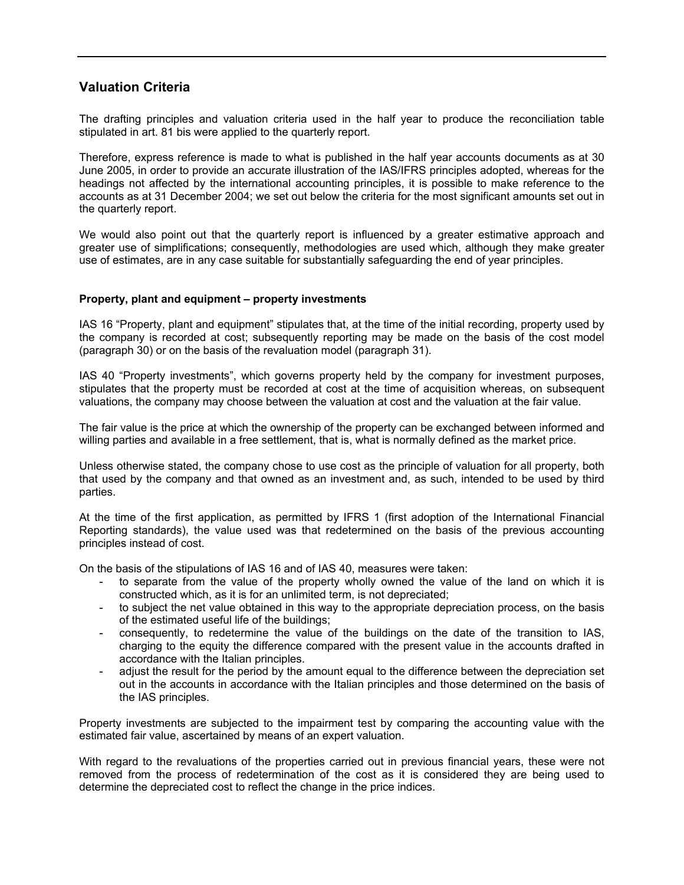## Valuation Criteria

The drafting principles and valuation criteria used in the half year to produce the reconciliation table stipulated in art. 81 bis were applied to the quarterly report.

Therefore, express reference is made to what is published in the half year accounts documents as at 30 June 2005, in order to provide an accurate illustration of the IAS/IFRS principles adopted, whereas for the headings not affected by the international accounting principles, it is possible to make reference to the accounts as at 31 December 2004; we set out below the criteria for the most significant amounts set out in the quarterly report.

We would also point out that the quarterly report is influenced by a greater estimative approach and greater use of simplifications; consequently, methodologies are used which, although they make greater use of estimates, are in any case suitable for substantially safeguarding the end of year principles.

**Property, plant and equipment – property investments**

IAS 16 "Property, plant and equipment" stipulates that, at the time of the initial recording, property used by the company is recorded at cost; subsequently reporting may be made on the basis of the cost model (paragraph 30) or on the basis of the revaluation model (paragraph 31).

IAS 40 "Property investments", which governs property held by the company for investment purposes, stipulates that the property must be recorded at cost at the time of acquisition whereas, on subsequent valuations, the company may choose between the valuation at cost and the valuation at the fair value.

The fair value is the price at which the ownership of the property can be exchanged between informed and willing parties and available in a free settlement, that is, what is normally defined as the market price.

Unless otherwise stated, the company chose to use cost as the principle of valuation for all property, both that used by the company and that owned as an investment and, as such, intended to be used by third parties.

At the time of the first application, as permitted by IFRS 1 (first adoption of the International Financial Reporting standards), the value used was that redetermined on the basis of the previous accounting principles instead of cost.

On the basis of the stipulations of IAS 16 and of IAS 40, measures were taken:

- to separate from the value of the property wholly owned the value of the land on which it is constructed which, as it is for an unlimited term, is not depreciated;
- to subject the net value obtained in this way to the appropriate depreciation process, on the basis of the estimated useful life of the buildings;
- consequently, to redetermine the value of the buildings on the date of the transition to IAS, charging to the equity the difference compared with the present value in the accounts drafted in accordance with the Italian principles.
- adjust the result for the period by the amount equal to the difference between the depreciation set out in the accounts in accordance with the Italian principles and those determined on the basis of the IAS principles.

Property investments are subjected to the impairment test by comparing the accounting value with the estimated fair value, ascertained by means of an expert valuation.

With regard to the revaluations of the properties carried out in previous financial years, these were not removed from the process of redetermination of the cost as it is considered they are being used to determine the depreciated cost to reflect the change in the price indices.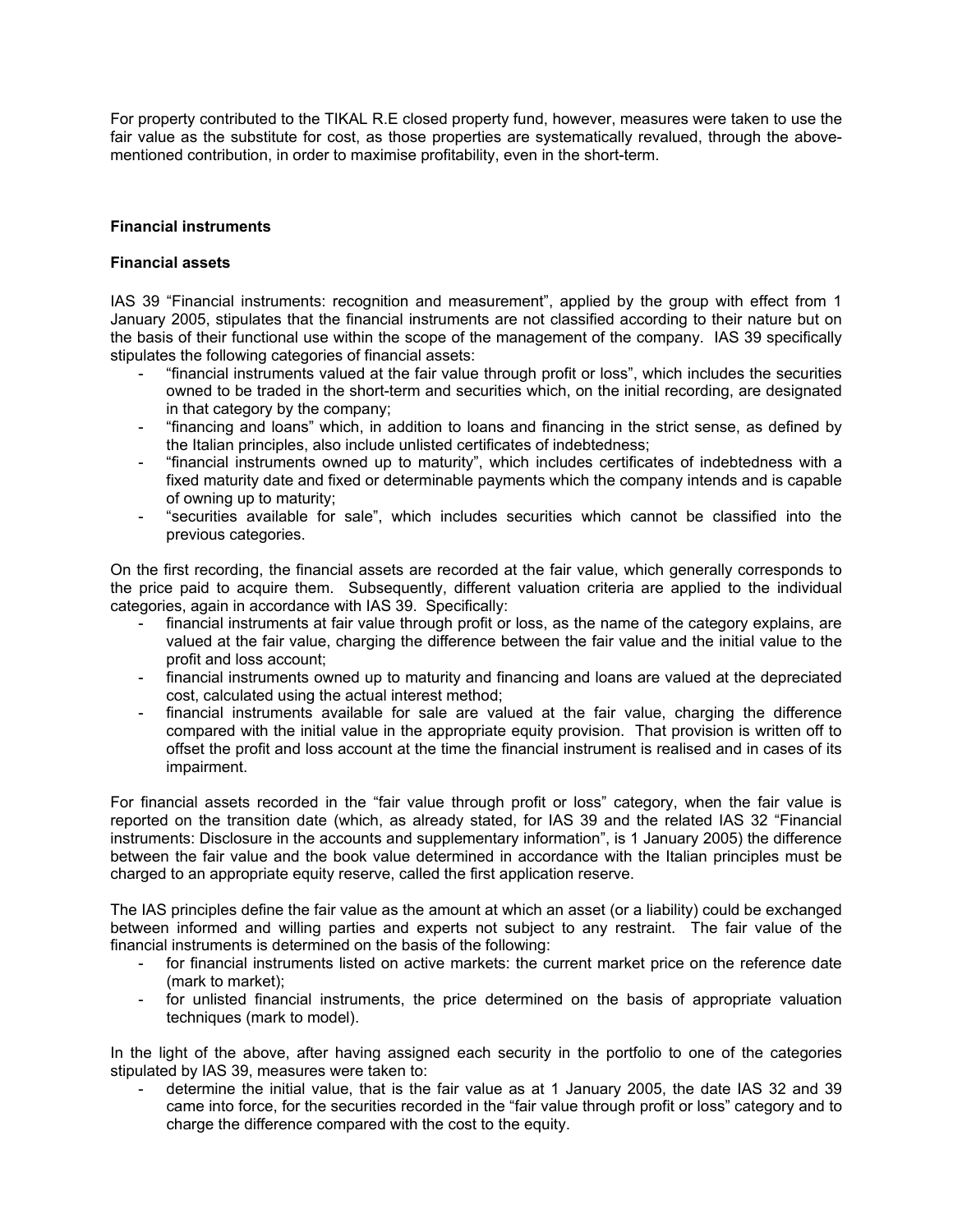For property contributed to the TIKAL R.E closed property fund, however, measures were taken to use the fair value as the substitute for cost, as those properties are systematically revalued, through the above-mentioned contribution, in order to maximise profitability, even in the short-term.

**Financial instruments**

**Financial assets**

IAS 39 "Financial instruments: recognition and measurement", applied by the group with effect from 1 January 2005, stipulates that the financial instruments are not classified according to their nature but on the basis of their functional use within the scope of the management of the company. IAS 39 specifically stipulates the following categories of financial assets:

- "financial instruments valued at the fair value through profit or loss", which includes the securities owned to be traded in the short-term and securities which, on the initial recording, are designated in that category by the company;
- "financing and loans" which, in addition to loans and financing in the strict sense, as defined by the Italian principles, also include unlisted certificates of indebtedness;
- "financial instruments owned up to maturity", which includes certificates of indebtedness with a fixed maturity date and fixed or determinable payments which the company intends and is capable of owning up to maturity;
- "securities available for sale", which includes securities which cannot be classified into the previous categories.

On the first recording, the financial assets are recorded at the fair value, which generally corresponds to the price paid to acquire them. Subsequently, different valuation criteria are applied to the individual categories, again in accordance with IAS 39. Specifically:

- financial instruments at fair value through profit or loss, as the name of the category explains, are valued at the fair value, charging the difference between the fair value and the initial value to the profit and loss account;
- financial instruments owned up to maturity and financing and loans are valued at the depreciated cost, calculated using the actual interest method;
- financial instruments available for sale are valued at the fair value, charging the difference compared with the initial value in the appropriate equity provision. That provision is written off to offset the profit and loss account at the time the financial instrument is realised and in cases of its impairment.

For financial assets recorded in the "fair value through profit or loss" category, when the fair value is reported on the transition date (which, as already stated, for IAS 39 and the related IAS 32 "Financial instruments: Disclosure in the accounts and supplementary information", is 1 January 2005) the difference between the fair value and the book value determined in accordance with the Italian principles must be charged to an appropriate equity reserve, called the first application reserve.

The IAS principles define the fair value as the amount at which an asset (or a liability) could be exchanged between informed and willing parties and experts not subject to any restraint. The fair value of the financial instruments is determined on the basis of the following:

- for financial instruments listed on active markets: the current market price on the reference date (mark to market);
- for unlisted financial instruments, the price determined on the basis of appropriate valuation techniques (mark to model).

In the light of the above, after having assigned each security in the portfolio to one of the categories stipulated by IAS 39, measures were taken to:

- determine the initial value, that is the fair value as at 1 January 2005, the date IAS 32 and 39 came into force, for the securities recorded in the "fair value through profit or loss" category and to charge the difference compared with the cost to the equity.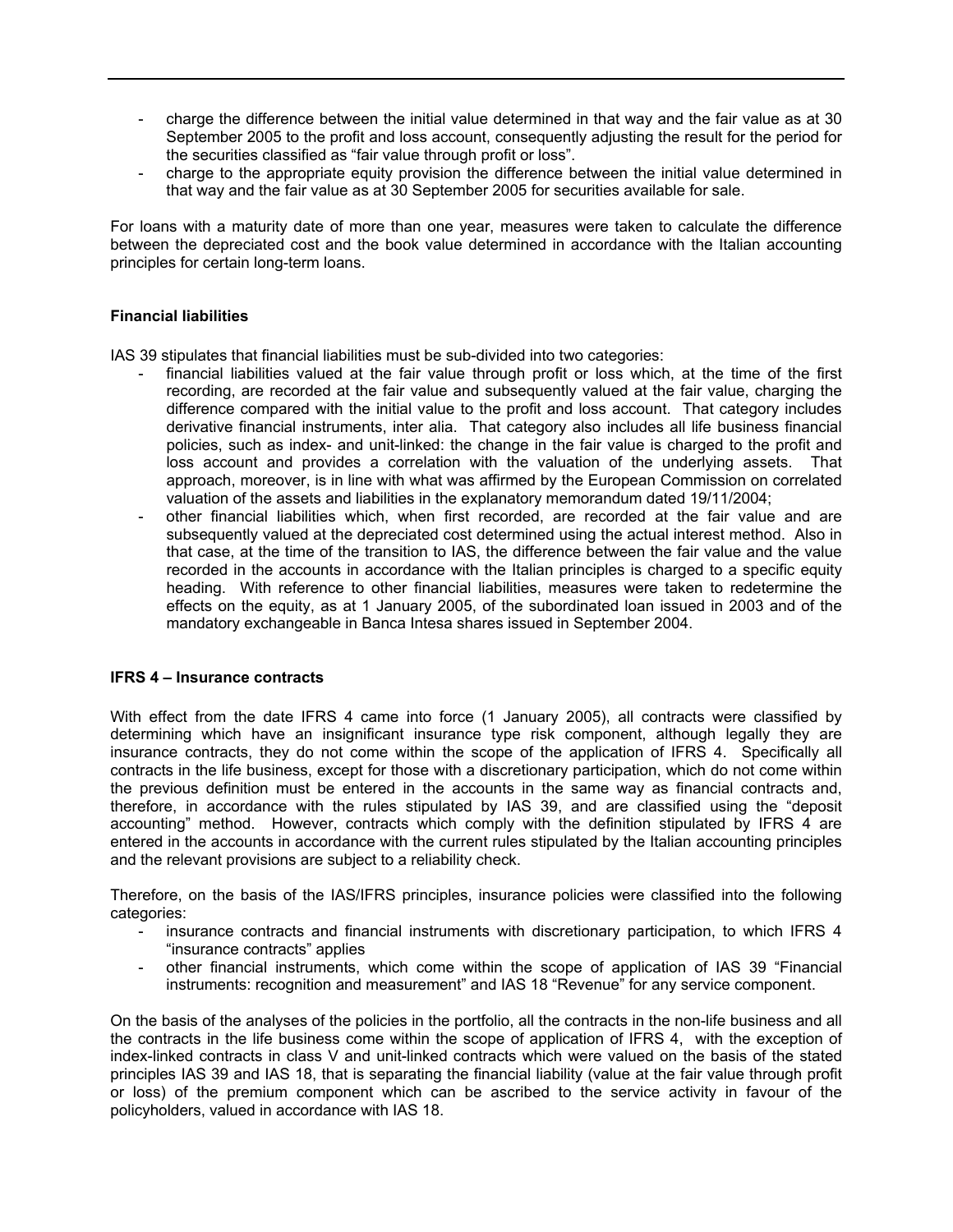- charge the difference between the initial value determined in that way and the fair value as at 30 September 2005 to the profit and loss account, consequently adjusting the result for the period for the securities classified as "fair value through profit or loss".
- charge to the appropriate equity provision the difference between the initial value determined in that way and the fair value as at 30 September 2005 for securities available for sale.

For loans with a maturity date of more than one year, measures were taken to calculate the difference between the depreciated cost and the book value determined in accordance with the Italian accounting principles for certain long-term loans.

**Financial liabilities**

IAS 39 stipulates that financial liabilities must be sub-divided into two categories:

- financial liabilities valued at the fair value through profit or loss which, at the time of the first recording, are recorded at the fair value and subsequently valued at the fair value, charging the difference compared with the initial value to the profit and loss account. That category includes derivative financial instruments, inter alia. That category also includes all life business financial policies, such as index- and unit-linked: the change in the fair value is charged to the profit and loss account and provides a correlation with the valuation of the underlying assets. That approach, moreover, is in line with what was affirmed by the European Commission on correlated valuation of the assets and liabilities in the explanatory memorandum dated 19/11/2004;
- other financial liabilities which, when first recorded, are recorded at the fair value and are subsequently valued at the depreciated cost determined using the actual interest method. Also in that case, at the time of the transition to IAS, the difference between the fair value and the value recorded in the accounts in accordance with the Italian principles is charged to a specific equity heading. With reference to other financial liabilities, measures were taken to redetermine the effects on the equity, as at 1 January 2005, of the subordinated loan issued in 2003 and of the mandatory exchangeable in Banca Intesa shares issued in September 2004.

**IFRS 4 – Insurance contracts**

With effect from the date IFRS 4 came into force (1 January 2005), all contracts were classified by determining which have an insignificant insurance type risk component, although legally they are insurance contracts, they do not come within the scope of the application of IFRS 4. Specifically all contracts in the life business, except for those with a discretionary participation, which do not come within the previous definition must be entered in the accounts in the same way as financial contracts and, therefore, in accordance with the rules stipulated by IAS 39, and are classified using the "deposit accounting" method. However, contracts which comply with the definition stipulated by IFRS 4 are entered in the accounts in accordance with the current rules stipulated by the Italian accounting principles and the relevant provisions are subject to a reliability check.

Therefore, on the basis of the IAS/IFRS principles, insurance policies were classified into the following categories:

- insurance contracts and financial instruments with discretionary participation, to which IFRS 4 "insurance contracts" applies
- other financial instruments, which come within the scope of application of IAS 39 "Financial instruments: recognition and measurement" and IAS 18 "Revenue" for any service component.

On the basis of the analyses of the policies in the portfolio, all the contracts in the non-life business and all the contracts in the life business come within the scope of application of IFRS 4, with the exception of index-linked contracts in class V and unit-linked contracts which were valued on the basis of the stated principles IAS 39 and IAS 18, that is separating the financial liability (value at the fair value through profit or loss) of the premium component which can be ascribed to the service activity in favour of the policyholders, valued in accordance with IAS 18.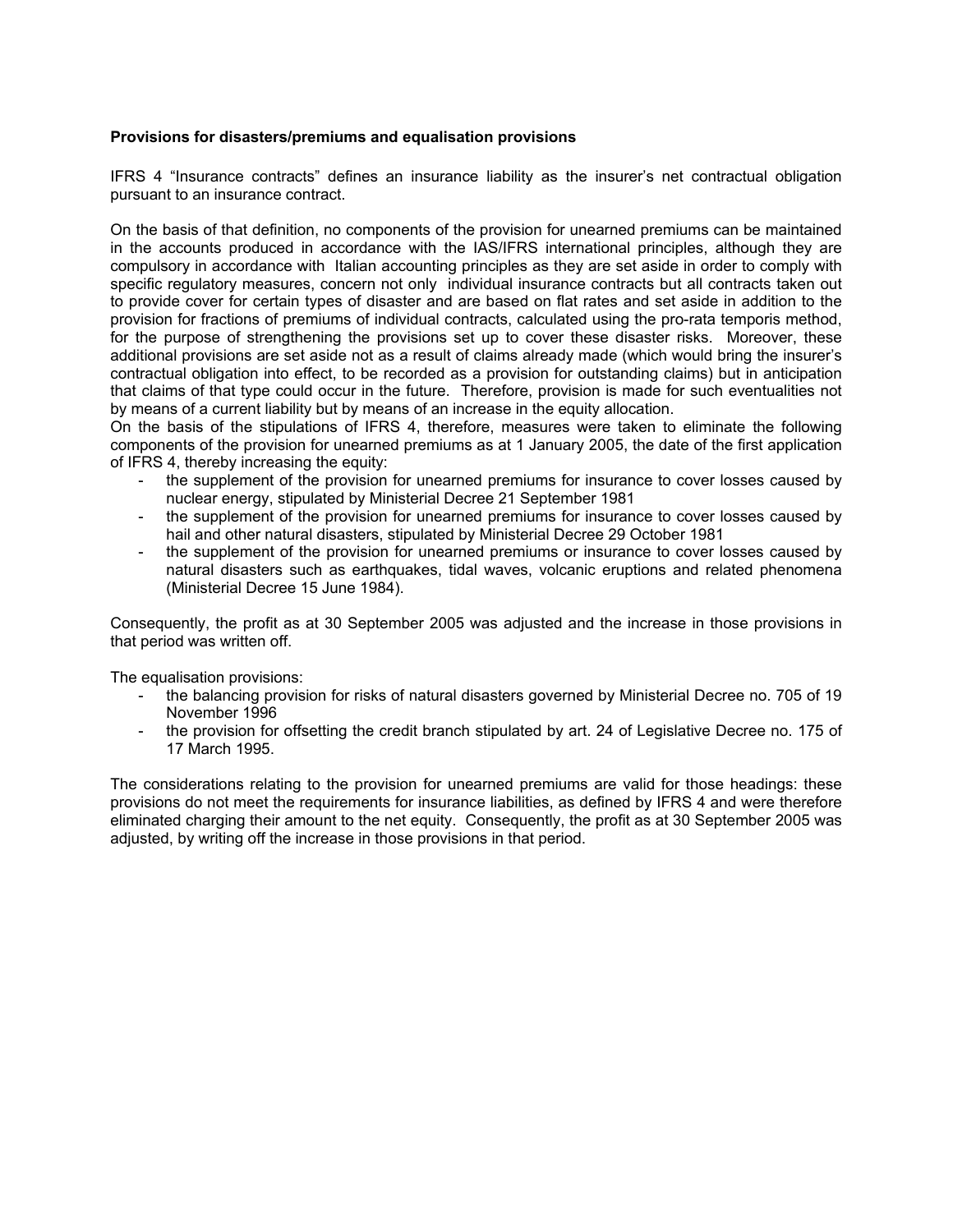**Provisions for disasters/premiums and equalisation provisions**

IFRS 4 “Insurance contracts” defines an insurance liability as the insurer’s net contractual obligation pursuant to an insurance contract.

On the basis of that definition, no components of the provision for unearned premiums can be maintained in the accounts produced in accordance with the IAS/IFRS international principles, although they are compulsory in accordance with Italian accounting principles as they are set aside in order to comply with specific regulatory measures, concern not only individual insurance contracts but all contracts taken out to provide cover for certain types of disaster and are based on flat rates and set aside in addition to the provision for fractions of premiums of individual contracts, calculated using the pro-rata temporis method, for the purpose of strengthening the provisions set up to cover these disaster risks. Moreover, these additional provisions are set aside not as a result of claims already made (which would bring the insurer’s contractual obligation into effect, to be recorded as a provision for outstanding claims) but in anticipation that claims of that type could occur in the future. Therefore, provision is made for such eventualities not by means of a current liability but by means of an increase in the equity allocation.
On the basis of the stipulations of IFRS 4, therefore, measures were taken to eliminate the following components of the provision for unearned premiums as at 1 January 2005, the date of the first application of IFRS 4, thereby increasing the equity:

- the supplement of the provision for unearned premiums for insurance to cover losses caused by nuclear energy, stipulated by Ministerial Decree 21 September 1981
- the supplement of the provision for unearned premiums for insurance to cover losses caused by hail and other natural disasters, stipulated by Ministerial Decree 29 October 1981
- the supplement of the provision for unearned premiums or insurance to cover losses caused by natural disasters such as earthquakes, tidal waves, volcanic eruptions and related phenomena (Ministerial Decree 15 June 1984).

Consequently, the profit as at 30 September 2005 was adjusted and the increase in those provisions in that period was written off.

The equalisation provisions:

- the balancing provision for risks of natural disasters governed by Ministerial Decree no. 705 of 19 November 1996
- the provision for offsetting the credit branch stipulated by art. 24 of Legislative Decree no. 175 of 17 March 1995.

The considerations relating to the provision for unearned premiums are valid for those headings: these provisions do not meet the requirements for insurance liabilities, as defined by IFRS 4 and were therefore eliminated charging their amount to the net equity. Consequently, the profit as at 30 September 2005 was adjusted, by writing off the increase in those provisions in that period.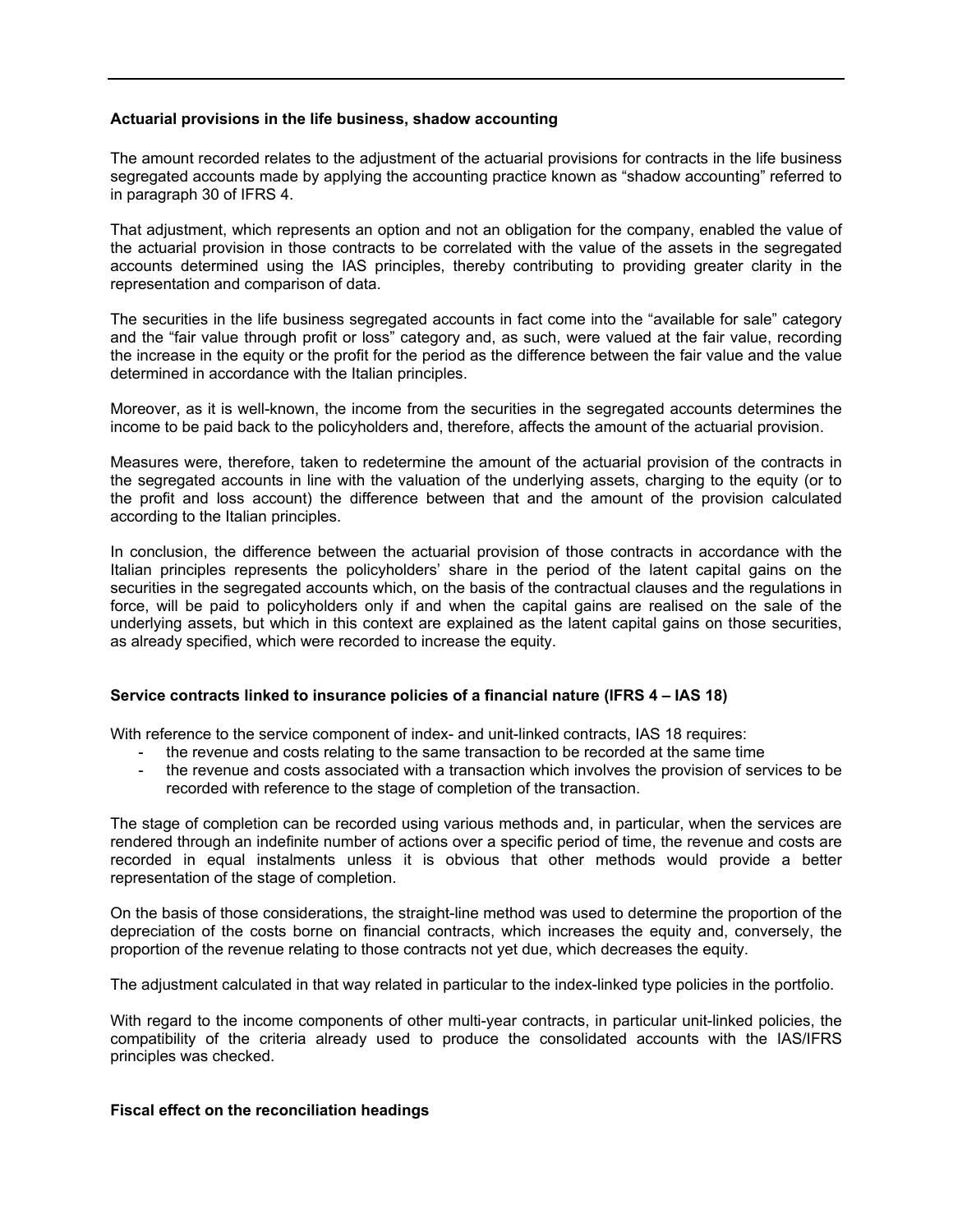**Actuarial provisions in the life business, shadow accounting**

The amount recorded relates to the adjustment of the actuarial provisions for contracts in the life business segregated accounts made by applying the accounting practice known as "shadow accounting" referred to in paragraph 30 of IFRS 4.

That adjustment, which represents an option and not an obligation for the company, enabled the value of the actuarial provision in those contracts to be correlated with the value of the assets in the segregated accounts determined using the IAS principles, thereby contributing to providing greater clarity in the representation and comparison of data.

The securities in the life business segregated accounts in fact come into the "available for sale" category and the "fair value through profit or loss" category and, as such, were valued at the fair value, recording the increase in the equity or the profit for the period as the difference between the fair value and the value determined in accordance with the Italian principles.

Moreover, as it is well-known, the income from the securities in the segregated accounts determines the income to be paid back to the policyholders and, therefore, affects the amount of the actuarial provision.

Measures were, therefore, taken to redetermine the amount of the actuarial provision of the contracts in the segregated accounts in line with the valuation of the underlying assets, charging to the equity (or to the profit and loss account) the difference between that and the amount of the provision calculated according to the Italian principles.

In conclusion, the difference between the actuarial provision of those contracts in accordance with the Italian principles represents the policyholders' share in the period of the latent capital gains on the securities in the segregated accounts which, on the basis of the contractual clauses and the regulations in force, will be paid to policyholders only if and when the capital gains are realised on the sale of the underlying assets, but which in this context are explained as the latent capital gains on those securities, as already specified, which were recorded to increase the equity.

**Service contracts linked to insurance policies of a financial nature (IFRS 4 – IAS 18)**

With reference to the service component of index- and unit-linked contracts, IAS 18 requires:

- the revenue and costs relating to the same transaction to be recorded at the same time
- the revenue and costs associated with a transaction which involves the provision of services to be recorded with reference to the stage of completion of the transaction.

The stage of completion can be recorded using various methods and, in particular, when the services are rendered through an indefinite number of actions over a specific period of time, the revenue and costs are recorded in equal instalments unless it is obvious that other methods would provide a better representation of the stage of completion.

On the basis of those considerations, the straight-line method was used to determine the proportion of the depreciation of the costs borne on financial contracts, which increases the equity and, conversely, the proportion of the revenue relating to those contracts not yet due, which decreases the equity.

The adjustment calculated in that way related in particular to the index-linked type policies in the portfolio.

With regard to the income components of other multi-year contracts, in particular unit-linked policies, the compatibility of the criteria already used to produce the consolidated accounts with the IAS/IFRS principles was checked.

**Fiscal effect on the reconciliation headings**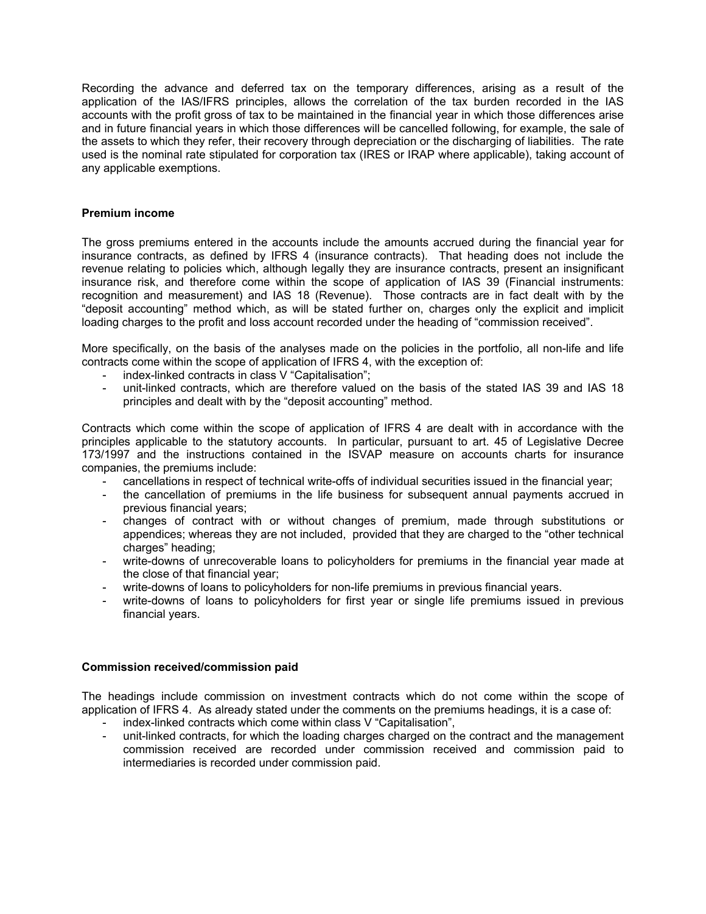Recording the advance and deferred tax on the temporary differences, arising as a result of the application of the IAS/IFRS principles, allows the correlation of the tax burden recorded in the IAS accounts with the profit gross of tax to be maintained in the financial year in which those differences arise and in future financial years in which those differences will be cancelled following, for example, the sale of the assets to which they refer, their recovery through depreciation or the discharging of liabilities. The rate used is the nominal rate stipulated for corporation tax (IRES or IRAP where applicable), taking account of any applicable exemptions.

**Premium income**

The gross premiums entered in the accounts include the amounts accrued during the financial year for insurance contracts, as defined by IFRS 4 (insurance contracts). That heading does not include the revenue relating to policies which, although legally they are insurance contracts, present an insignificant insurance risk, and therefore come within the scope of application of IAS 39 (Financial instruments: recognition and measurement) and IAS 18 (Revenue). Those contracts are in fact dealt with by the "deposit accounting" method which, as will be stated further on, charges only the explicit and implicit loading charges to the profit and loss account recorded under the heading of "commission received".

More specifically, on the basis of the analyses made on the policies in the portfolio, all non-life and life contracts come within the scope of application of IFRS 4, with the exception of:

- index-linked contracts in class V "Capitalisation";
- unit-linked contracts, which are therefore valued on the basis of the stated IAS 39 and IAS 18 principles and dealt with by the "deposit accounting" method.

Contracts which come within the scope of application of IFRS 4 are dealt with in accordance with the principles applicable to the statutory accounts. In particular, pursuant to art. 45 of Legislative Decree 173/1997 and the instructions contained in the ISVAP measure on accounts charts for insurance companies, the premiums include:

- cancellations in respect of technical write-offs of individual securities issued in the financial year;
- the cancellation of premiums in the life business for subsequent annual payments accrued in previous financial years;
- changes of contract with or without changes of premium, made through substitutions or appendices; whereas they are not included, provided that they are charged to the "other technical charges" heading;
- write-downs of unrecoverable loans to policyholders for premiums in the financial year made at the close of that financial year;
- write-downs of loans to policyholders for non-life premiums in previous financial years.
- write-downs of loans to policyholders for first year or single life premiums issued in previous financial years.

**Commission received/commission paid**

The headings include commission on investment contracts which do not come within the scope of application of IFRS 4. As already stated under the comments on the premiums headings, it is a case of:

- index-linked contracts which come within class V "Capitalisation",
- unit-linked contracts, for which the loading charges charged on the contract and the management commission received are recorded under commission received and commission paid to intermediaries is recorded under commission paid.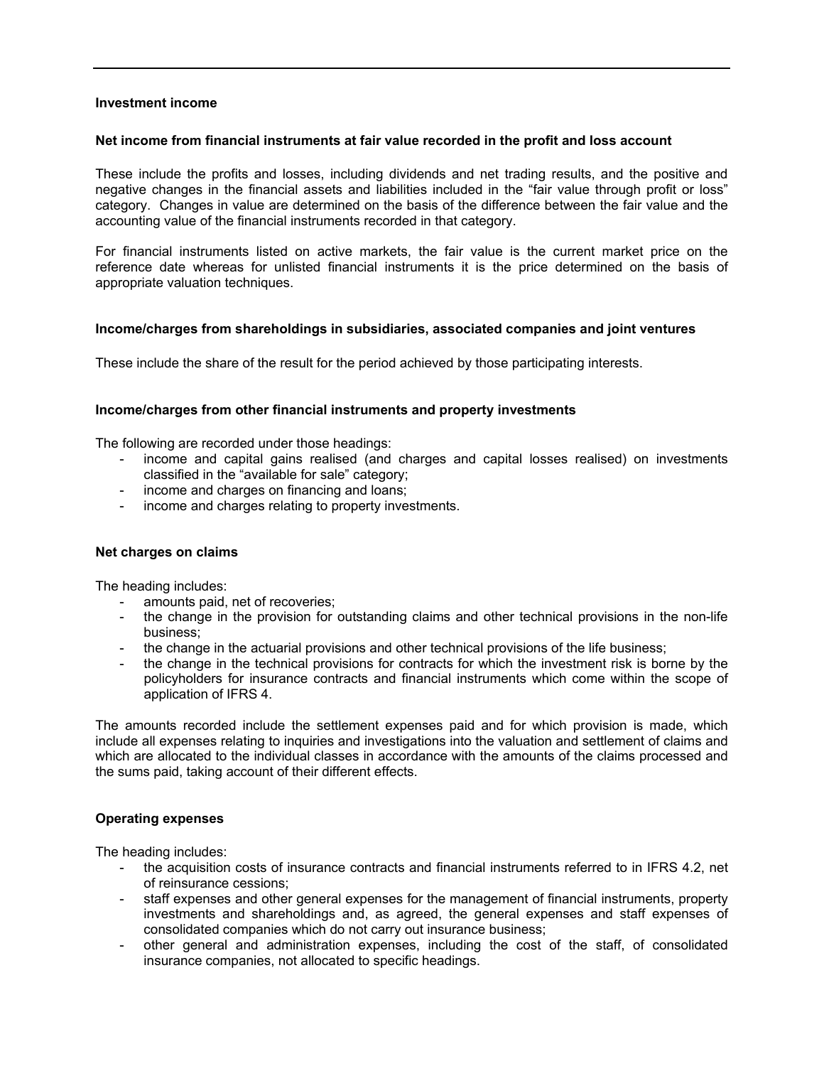### Investment income

#### Net income from financial instruments at fair value recorded in the profit and loss account

These include the profits and losses, including dividends and net trading results, and the positive and negative changes in the financial assets and liabilities included in the "fair value through profit or loss" category. Changes in value are determined on the basis of the difference between the fair value and the accounting value of the financial instruments recorded in that category.

For financial instruments listed on active markets, the fair value is the current market price on the reference date whereas for unlisted financial instruments it is the price determined on the basis of appropriate valuation techniques.

#### Income/charges from shareholdings in subsidiaries, associated companies and joint ventures

These include the share of the result for the period achieved by those participating interests.

#### Income/charges from other financial instruments and property investments

The following are recorded under those headings:

- income and capital gains realised (and charges and capital losses realised) on investments classified in the "available for sale" category;
- income and charges on financing and loans;
- income and charges relating to property investments.

### Net charges on claims

The heading includes:

- amounts paid, net of recoveries;
- the change in the provision for outstanding claims and other technical provisions in the non-life business;
- the change in the actuarial provisions and other technical provisions of the life business;
- the change in the technical provisions for contracts for which the investment risk is borne by the policyholders for insurance contracts and financial instruments which come within the scope of application of IFRS 4.

The amounts recorded include the settlement expenses paid and for which provision is made, which include all expenses relating to inquiries and investigations into the valuation and settlement of claims and which are allocated to the individual classes in accordance with the amounts of the claims processed and the sums paid, taking account of their different effects.

### Operating expenses

The heading includes:

- the acquisition costs of insurance contracts and financial instruments referred to in IFRS 4.2, net of reinsurance cessions;
- staff expenses and other general expenses for the management of financial instruments, property investments and shareholdings and, as agreed, the general expenses and staff expenses of consolidated companies which do not carry out insurance business;
- other general and administration expenses, including the cost of the staff, of consolidated insurance companies, not allocated to specific headings.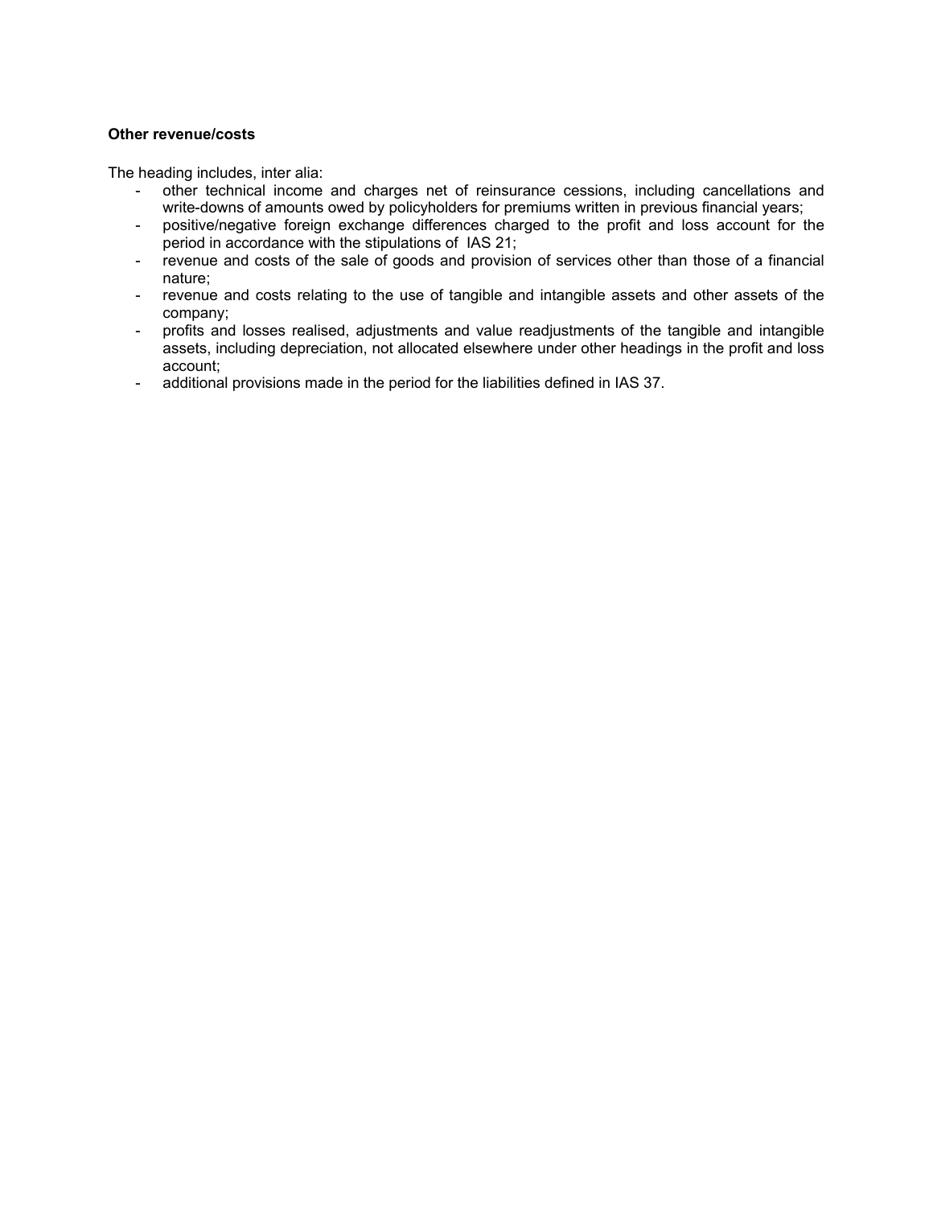**Other revenue/costs**

The heading includes, inter alia:

- other technical income and charges net of reinsurance cessions, including cancellations and write-downs of amounts owed by policyholders for premiums written in previous financial years;
- positive/negative foreign exchange differences charged to the profit and loss account for the period in accordance with the stipulations of IAS 21;
- revenue and costs of the sale of goods and provision of services other than those of a financial nature;
- revenue and costs relating to the use of tangible and intangible assets and other assets of the company;
- profits and losses realised, adjustments and value readjustments of the tangible and intangible assets, including depreciation, not allocated elsewhere under other headings in the profit and loss account;
- additional provisions made in the period for the liabilities defined in IAS 37.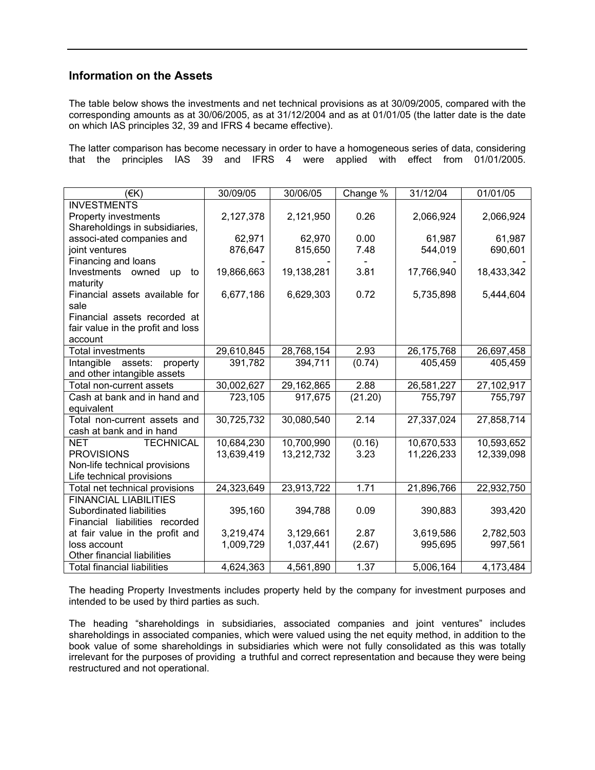## Information on the Assets

The table below shows the investments and net technical provisions as at 30/09/2005, compared with the corresponding amounts as at 30/06/2005, as at 31/12/2004 and as at 01/01/05 (the latter date is the date on which IAS principles 32, 39 and IFRS 4 became effective).

The latter comparison has become necessary in order to have a homogeneous series of data, considering that the principles IAS 39 and IFRS 4 were applied with effect from 01/01/2005.

| (€K) | 30/09/05 | 30/06/05 | Change % | 31/12/04 | 01/01/05 |
|---|---|---|---|---|---|
| INVESTMENTS | | | | | |
| Property investments | 2,127,378 | 2,121,950 | 0.26 | 2,066,924 | 2,066,924 |
| Shareholdings in subsidiaries, associ-ated companies and | 62,971 | 62,970 | 0.00 | 61,987 | 61,987 |
| joint ventures | 876,647 | 815,650 | 7.48 | 544,019 | 690,601 |
| Financing and loans | - | - | - | - | - |
| Investments owned up to maturity | 19,866,663 | 19,138,281 | 3.81 | 17,766,940 | 18,433,342 |
| Financial assets available for sale | 6,677,186 | 6,629,303 | 0.72 | 5,735,898 | 5,444,604 |
| Financial assets recorded at fair value in the profit and loss account | | | | | |
| Total investments | 29,610,845 | 28,768,154 | 2.93 | 26,175,768 | 26,697,458 |
| Intangible assets: property and other intangible assets | 391,782 | 394,711 | (0.74) | 405,459 | 405,459 |
| Total non-current assets | 30,002,627 | 29,162,865 | 2.88 | 26,581,227 | 27,102,917 |
| Cash at bank and in hand and equivalent | 723,105 | 917,675 | (21.20) | 755,797 | 755,797 |
| Total non-current assets and cash at bank and in hand | 30,725,732 | 30,080,540 | 2.14 | 27,337,024 | 27,858,714 |
| NET TECHNICAL | 10,684,230 | 10,700,990 | (0.16) | 10,670,533 | 10,593,652 |
| PROVISIONS | 13,639,419 | 13,212,732 | 3.23 | 11,226,233 | 12,339,098 |
| Non-life technical provisions | | | | | |
| Life technical provisions | | | | | |
| Total net technical provisions | 24,323,649 | 23,913,722 | 1.71 | 21,896,766 | 22,932,750 |
| FINANCIAL LIABILITIES | | | | | |
| Subordinated liabilities | 395,160 | 394,788 | 0.09 | 390,883 | 393,420 |
| Financial liabilities recorded | | | | | |
| at fair value in the profit and | 3,219,474 | 3,129,661 | 2.87 | 3,619,586 | 2,782,503 |
| loss account | 1,009,729 | 1,037,441 | (2.67) | 995,695 | 997,561 |
| Other financial liabilities | | | | | |
| Total financial liabilities | 4,624,363 | 4,561,890 | 1.37 | 5,006,164 | 4,173,484 |

The heading Property Investments includes property held by the company for investment purposes and intended to be used by third parties as such.

The heading "shareholdings in subsidiaries, associated companies and joint ventures" includes shareholdings in associated companies, which were valued using the net equity method, in addition to the book value of some shareholdings in subsidiaries which were not fully consolidated as this was totally irrelevant for the purposes of providing a truthful and correct representation and because they were being restructured and not operational.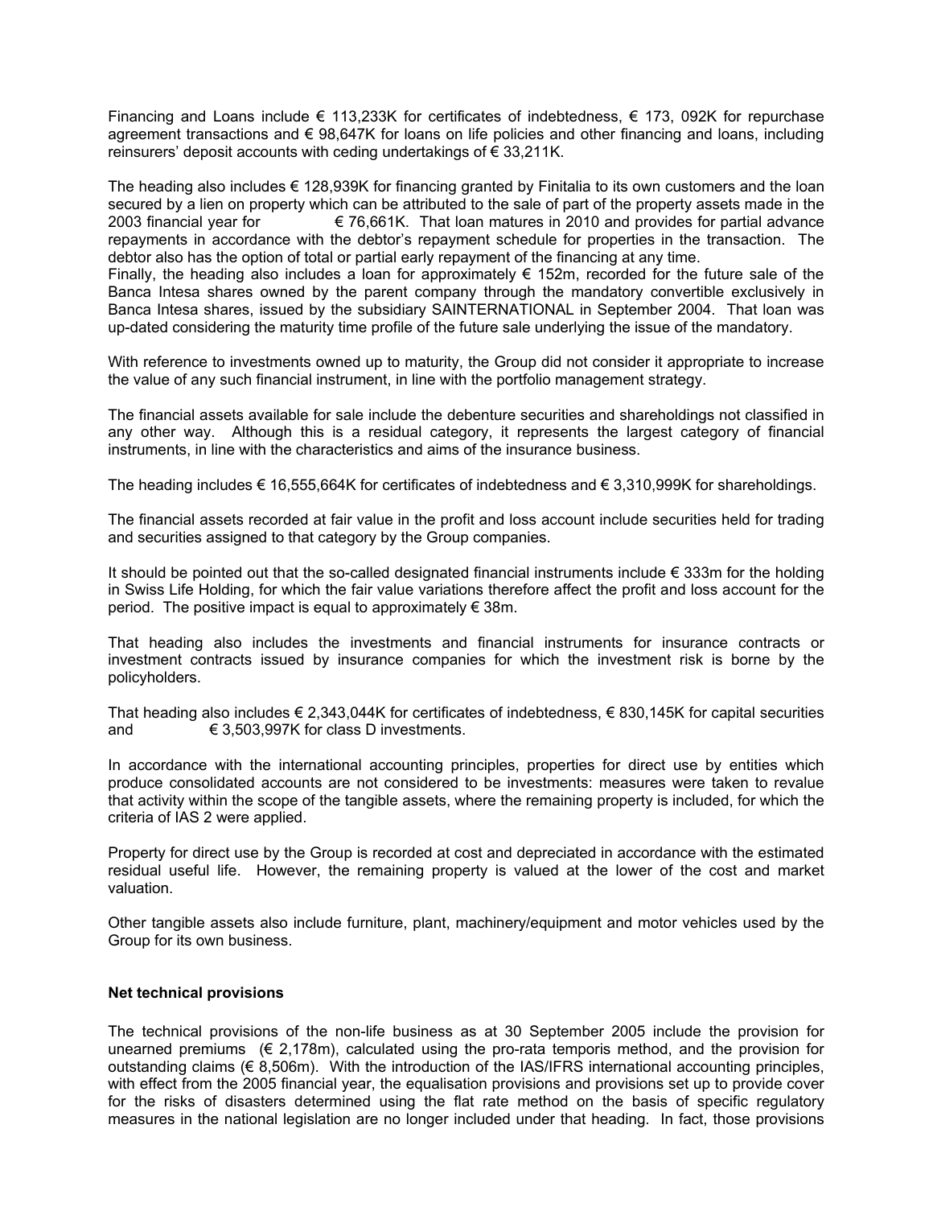Financing and Loans include € 113,233K for certificates of indebtedness, € 173, 092K for repurchase agreement transactions and € 98,647K for loans on life policies and other financing and loans, including reinsurers' deposit accounts with ceding undertakings of € 33,211K.

The heading also includes € 128,939K for financing granted by Finitalia to its own customers and the loan secured by a lien on property which can be attributed to the sale of part of the property assets made in the 2003 financial year for € 76,661K. That loan matures in 2010 and provides for partial advance repayments in accordance with the debtor's repayment schedule for properties in the transaction. The debtor also has the option of total or partial early repayment of the financing at any time.
Finally, the heading also includes a loan for approximately € 152m, recorded for the future sale of the Banca Intesa shares owned by the parent company through the mandatory convertible exclusively in Banca Intesa shares, issued by the subsidiary SAINTERNATIONAL in September 2004. That loan was up-dated considering the maturity time profile of the future sale underlying the issue of the mandatory.

With reference to investments owned up to maturity, the Group did not consider it appropriate to increase the value of any such financial instrument, in line with the portfolio management strategy.

The financial assets available for sale include the debenture securities and shareholdings not classified in any other way. Although this is a residual category, it represents the largest category of financial instruments, in line with the characteristics and aims of the insurance business.

The heading includes € 16,555,664K for certificates of indebtedness and € 3,310,999K for shareholdings.

The financial assets recorded at fair value in the profit and loss account include securities held for trading and securities assigned to that category by the Group companies.

It should be pointed out that the so-called designated financial instruments include € 333m for the holding in Swiss Life Holding, for which the fair value variations therefore affect the profit and loss account for the period. The positive impact is equal to approximately € 38m.

That heading also includes the investments and financial instruments for insurance contracts or investment contracts issued by insurance companies for which the investment risk is borne by the policyholders.

That heading also includes € 2,343,044K for certificates of indebtedness, € 830,145K for capital securities and € 3,503,997K for class D investments.

In accordance with the international accounting principles, properties for direct use by entities which produce consolidated accounts are not considered to be investments: measures were taken to revalue that activity within the scope of the tangible assets, where the remaining property is included, for which the criteria of IAS 2 were applied.

Property for direct use by the Group is recorded at cost and depreciated in accordance with the estimated residual useful life. However, the remaining property is valued at the lower of the cost and market valuation.

Other tangible assets also include furniture, plant, machinery/equipment and motor vehicles used by the Group for its own business.

**Net technical provisions**

The technical provisions of the non-life business as at 30 September 2005 include the provision for unearned premiums (€ 2,178m), calculated using the pro-rata temporis method, and the provision for outstanding claims (€ 8,506m). With the introduction of the IAS/IFRS international accounting principles, with effect from the 2005 financial year, the equalisation provisions and provisions set up to provide cover for the risks of disasters determined using the flat rate method on the basis of specific regulatory measures in the national legislation are no longer included under that heading. In fact, those provisions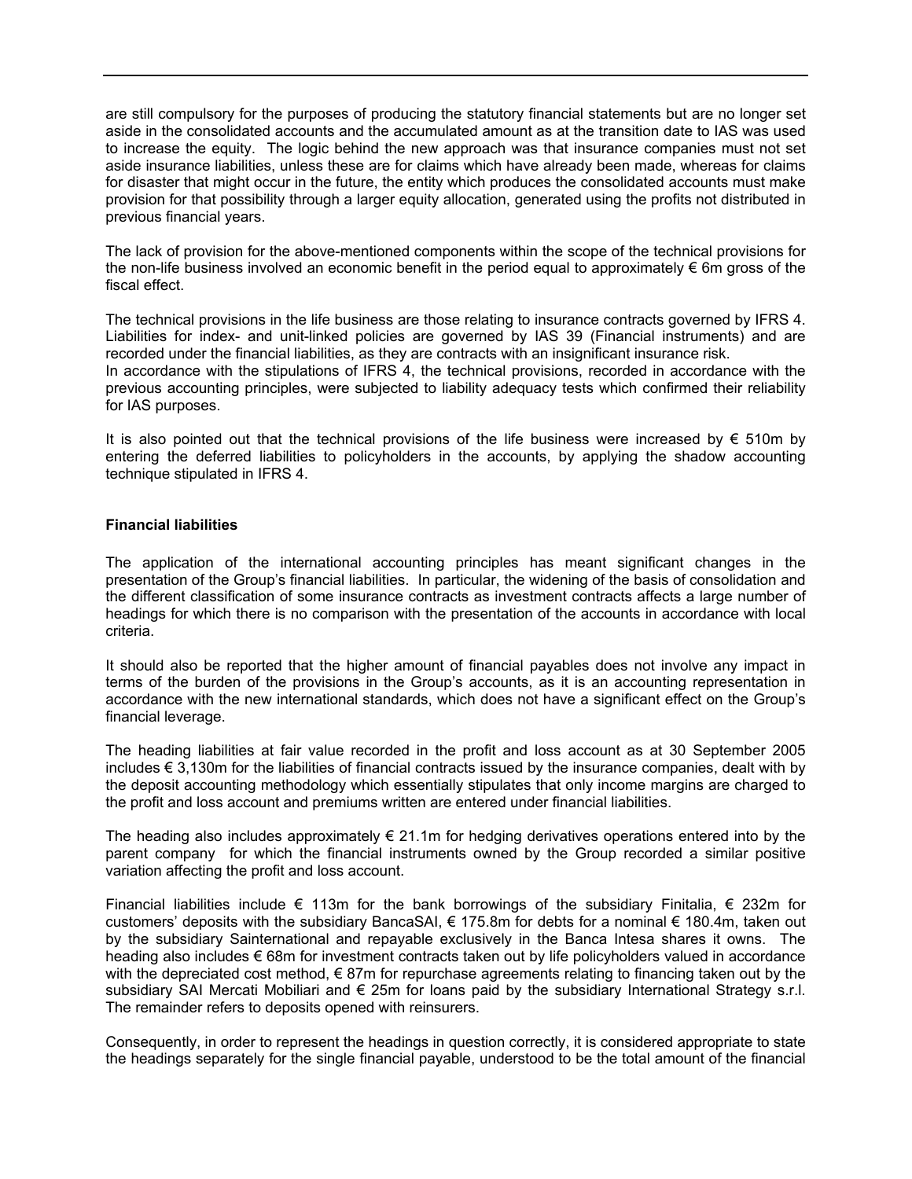are still compulsory for the purposes of producing the statutory financial statements but are no longer set aside in the consolidated accounts and the accumulated amount as at the transition date to IAS was used to increase the equity. The logic behind the new approach was that insurance companies must not set aside insurance liabilities, unless these are for claims which have already been made, whereas for claims for disaster that might occur in the future, the entity which produces the consolidated accounts must make provision for that possibility through a larger equity allocation, generated using the profits not distributed in previous financial years.

The lack of provision for the above-mentioned components within the scope of the technical provisions for the non-life business involved an economic benefit in the period equal to approximately € 6m gross of the fiscal effect.

The technical provisions in the life business are those relating to insurance contracts governed by IFRS 4. Liabilities for index- and unit-linked policies are governed by IAS 39 (Financial instruments) and are recorded under the financial liabilities, as they are contracts with an insignificant insurance risk.
In accordance with the stipulations of IFRS 4, the technical provisions, recorded in accordance with the previous accounting principles, were subjected to liability adequacy tests which confirmed their reliability for IAS purposes.

It is also pointed out that the technical provisions of the life business were increased by € 510m by entering the deferred liabilities to policyholders in the accounts, by applying the shadow accounting technique stipulated in IFRS 4.

**Financial liabilities**

The application of the international accounting principles has meant significant changes in the presentation of the Group's financial liabilities. In particular, the widening of the basis of consolidation and the different classification of some insurance contracts as investment contracts affects a large number of headings for which there is no comparison with the presentation of the accounts in accordance with local criteria.

It should also be reported that the higher amount of financial payables does not involve any impact in terms of the burden of the provisions in the Group's accounts, as it is an accounting representation in accordance with the new international standards, which does not have a significant effect on the Group's financial leverage.

The heading liabilities at fair value recorded in the profit and loss account as at 30 September 2005 includes € 3,130m for the liabilities of financial contracts issued by the insurance companies, dealt with by the deposit accounting methodology which essentially stipulates that only income margins are charged to the profit and loss account and premiums written are entered under financial liabilities.

The heading also includes approximately € 21.1m for hedging derivatives operations entered into by the parent company for which the financial instruments owned by the Group recorded a similar positive variation affecting the profit and loss account.

Financial liabilities include € 113m for the bank borrowings of the subsidiary Finitalia, € 232m for customers' deposits with the subsidiary BancaSAI, € 175.8m for debts for a nominal € 180.4m, taken out by the subsidiary Sainternational and repayable exclusively in the Banca Intesa shares it owns. The heading also includes € 68m for investment contracts taken out by life policyholders valued in accordance with the depreciated cost method, € 87m for repurchase agreements relating to financing taken out by the subsidiary SAI Mercati Mobiliari and € 25m for loans paid by the subsidiary International Strategy s.r.l. The remainder refers to deposits opened with reinsurers.

Consequently, in order to represent the headings in question correctly, it is considered appropriate to state the headings separately for the single financial payable, understood to be the total amount of the financial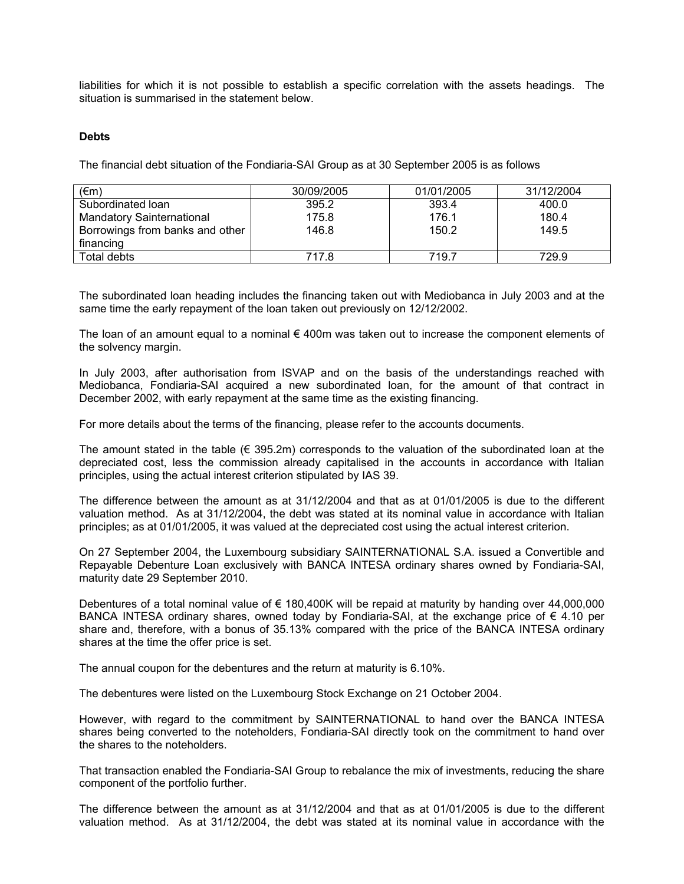liabilities for which it is not possible to establish a specific correlation with the assets headings. The situation is summarised in the statement below.

**Debts**

The financial debt situation of the Fondiaria-SAI Group as at 30 September 2005 is as follows

| (€m) | 30/09/2005 | 01/01/2005 | 31/12/2004 |
|---|---|---|---|
| Subordinated loan | 395.2 | 393.4 | 400.0 |
| Mandatory Sainternational | 175.8 | 176.1 | 180.4 |
| Borrowings from banks and other financing | 146.8 | 150.2 | 149.5 |
| Total debts | 717.8 | 719.7 | 729.9 |

The subordinated loan heading includes the financing taken out with Mediobanca in July 2003 and at the same time the early repayment of the loan taken out previously on 12/12/2002.

The loan of an amount equal to a nominal € 400m was taken out to increase the component elements of the solvency margin.

In July 2003, after authorisation from ISVAP and on the basis of the understandings reached with Mediobanca, Fondiaria-SAI acquired a new subordinated loan, for the amount of that contract in December 2002, with early repayment at the same time as the existing financing.

For more details about the terms of the financing, please refer to the accounts documents.

The amount stated in the table (€ 395.2m) corresponds to the valuation of the subordinated loan at the depreciated cost, less the commission already capitalised in the accounts in accordance with Italian principles, using the actual interest criterion stipulated by IAS 39.

The difference between the amount as at 31/12/2004 and that as at 01/01/2005 is due to the different valuation method. As at 31/12/2004, the debt was stated at its nominal value in accordance with Italian principles; as at 01/01/2005, it was valued at the depreciated cost using the actual interest criterion.

On 27 September 2004, the Luxembourg subsidiary SAINTERNATIONAL S.A. issued a Convertible and Repayable Debenture Loan exclusively with BANCA INTESA ordinary shares owned by Fondiaria-SAI, maturity date 29 September 2010.

Debentures of a total nominal value of € 180,400K will be repaid at maturity by handing over 44,000,000 BANCA INTESA ordinary shares, owned today by Fondiaria-SAI, at the exchange price of € 4.10 per share and, therefore, with a bonus of 35.13% compared with the price of the BANCA INTESA ordinary shares at the time the offer price is set.

The annual coupon for the debentures and the return at maturity is 6.10%.

The debentures were listed on the Luxembourg Stock Exchange on 21 October 2004.

However, with regard to the commitment by SAINTERNATIONAL to hand over the BANCA INTESA shares being converted to the noteholders, Fondiaria-SAI directly took on the commitment to hand over the shares to the noteholders.

That transaction enabled the Fondiaria-SAI Group to rebalance the mix of investments, reducing the share component of the portfolio further.

The difference between the amount as at 31/12/2004 and that as at 01/01/2005 is due to the different valuation method. As at 31/12/2004, the debt was stated at its nominal value in accordance with the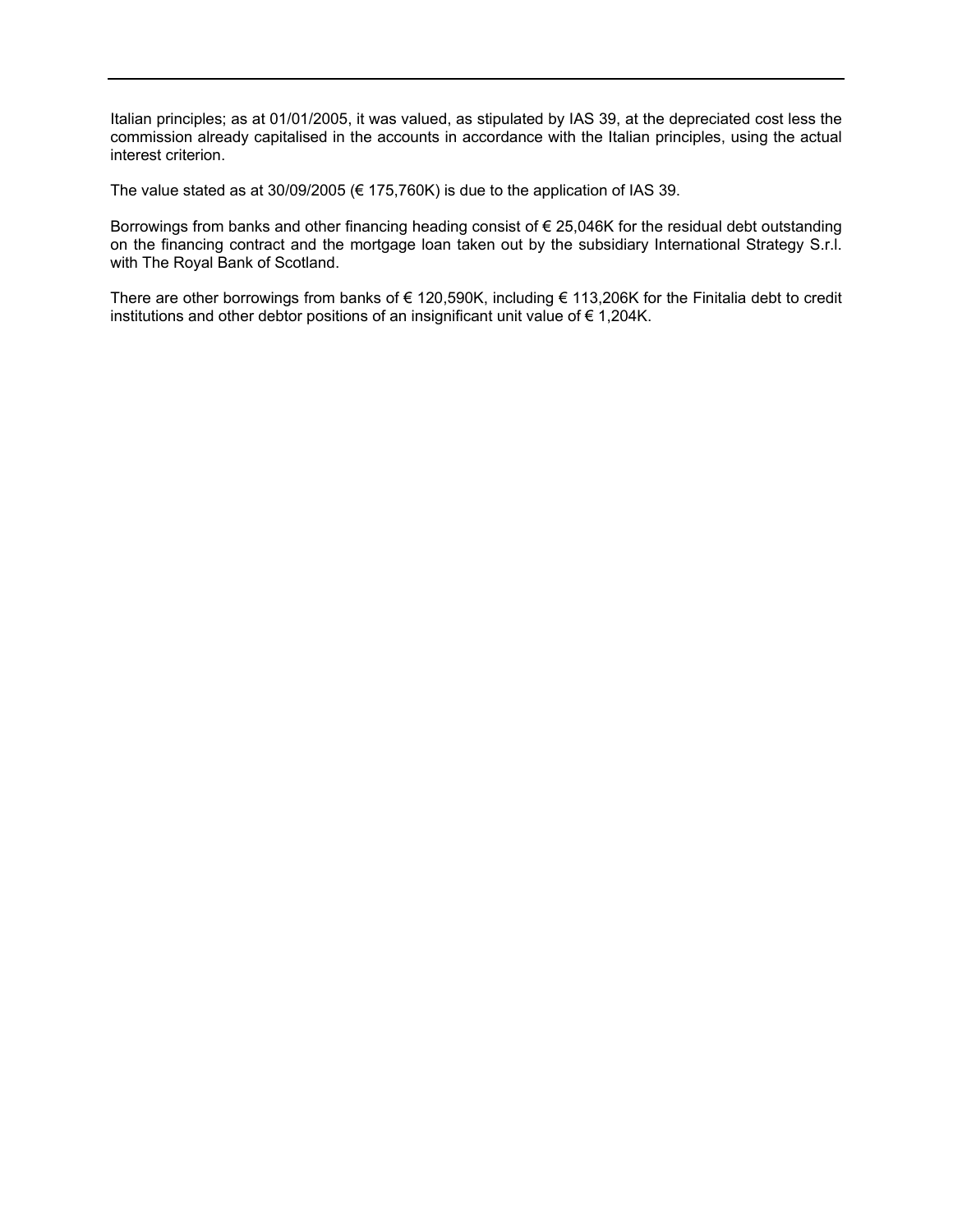Italian principles; as at 01/01/2005, it was valued, as stipulated by IAS 39, at the depreciated cost less the commission already capitalised in the accounts in accordance with the Italian principles, using the actual interest criterion.

The value stated as at 30/09/2005 (€ 175,760K) is due to the application of IAS 39.

Borrowings from banks and other financing heading consist of € 25,046K for the residual debt outstanding on the financing contract and the mortgage loan taken out by the subsidiary International Strategy S.r.l. with The Royal Bank of Scotland.

There are other borrowings from banks of € 120,590K, including € 113,206K for the Finitalia debt to credit institutions and other debtor positions of an insignificant unit value of € 1,204K.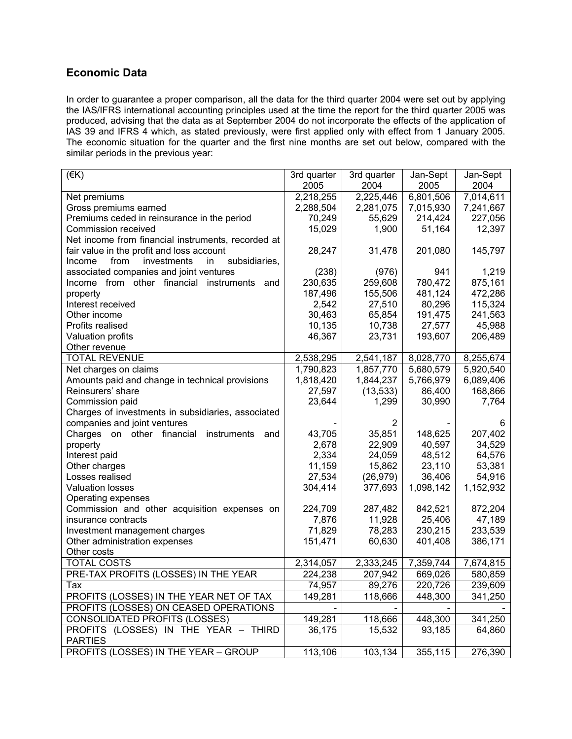## Economic Data

In order to guarantee a proper comparison, all the data for the third quarter 2004 were set out by applying the IAS/IFRS international accounting principles used at the time the report for the third quarter 2005 was produced, advising that the data as at September 2004 do not incorporate the effects of the application of IAS 39 and IFRS 4 which, as stated previously, were first applied only with effect from 1 January 2005. The economic situation for the quarter and the first nine months are set out below, compared with the similar periods in the previous year:

| (€K) | 3rd quarter 2005 | 3rd quarter 2004 | Jan-Sept 2005 | Jan-Sept 2004 |
|---|---|---|---|---|
| Net premiums | 2,218,255 | 2,225,446 | 6,801,506 | 7,014,611 |
| Gross premiums earned | 2,288,504 | 2,281,075 | 7,015,930 | 7,241,667 |
| Premiums ceded in reinsurance in the period | 70,249 | 55,629 | 214,424 | 227,056 |
| Commission received | 15,029 | 1,900 | 51,164 | 12,397 |
| Net income from financial instruments, recorded at fair value in the profit and loss account | 28,247 | 31,478 | 201,080 | 145,797 |
| Income from investments in subsidiaries, associated companies and joint ventures | (238) | (976) | 941 | 1,219 |
| Income from other financial instruments and | 230,635 | 259,608 | 780,472 | 875,161 |
| property | 187,496 | 155,506 | 481,124 | 472,286 |
| Interest received | 2,542 | 27,510 | 80,296 | 115,324 |
| Other income | 30,463 | 65,854 | 191,475 | 241,563 |
| Profits realised | 10,135 | 10,738 | 27,577 | 45,988 |
| Valuation profits | 46,367 | 23,731 | 193,607 | 206,489 |
| Other revenue | | | | |
| TOTAL REVENUE | 2,538,295 | 2,541,187 | 8,028,770 | 8,255,674 |
| Net charges on claims | 1,790,823 | 1,857,770 | 5,680,579 | 5,920,540 |
| Amounts paid and change in technical provisions | 1,818,420 | 1,844,237 | 5,766,979 | 6,089,406 |
| Reinsurers' share | 27,597 | (13,533) | 86,400 | 168,866 |
| Commission paid | 23,644 | 1,299 | 30,990 | 7,764 |
| Charges of investments in subsidiaries, associated companies and joint ventures | - | 2 | - | 6 |
| Charges on other financial instruments and | 43,705 | 35,851 | 148,625 | 207,402 |
| property | 2,678 | 22,909 | 40,597 | 34,529 |
| Interest paid | 2,334 | 24,059 | 48,512 | 64,576 |
| Other charges | 11,159 | 15,862 | 23,110 | 53,381 |
| Losses realised | 27,534 | (26,979) | 36,406 | 54,916 |
| Valuation losses | 304,414 | 377,693 | 1,098,142 | 1,152,932 |
| Operating expenses | | | | |
| Commission and other acquisition expenses on | 224,709 | 287,482 | 842,521 | 872,204 |
| insurance contracts | 7,876 | 11,928 | 25,406 | 47,189 |
| Investment management charges | 71,829 | 78,283 | 230,215 | 233,539 |
| Other administration expenses | 151,471 | 60,630 | 401,408 | 386,171 |
| Other costs | | | | |
| TOTAL COSTS | 2,314,057 | 2,333,245 | 7,359,744 | 7,674,815 |
| PRE-TAX PROFITS (LOSSES) IN THE YEAR | 224,238 | 207,942 | 669,026 | 580,859 |
| Tax | 74,957 | 89,276 | 220,726 | 239,609 |
| PROFITS (LOSSES) IN THE YEAR NET OF TAX | 149,281 | 118,666 | 448,300 | 341,250 |
| PROFITS (LOSSES) ON CEASED OPERATIONS | - | - | - | - |
| CONSOLIDATED PROFITS (LOSSES) | 149,281 | 118,666 | 448,300 | 341,250 |
| PROFITS (LOSSES) IN THE YEAR – THIRD PARTIES | 36,175 | 15,532 | 93,185 | 64,860 |
| PROFITS (LOSSES) IN THE YEAR – GROUP | 113,106 | 103,134 | 355,115 | 276,390 |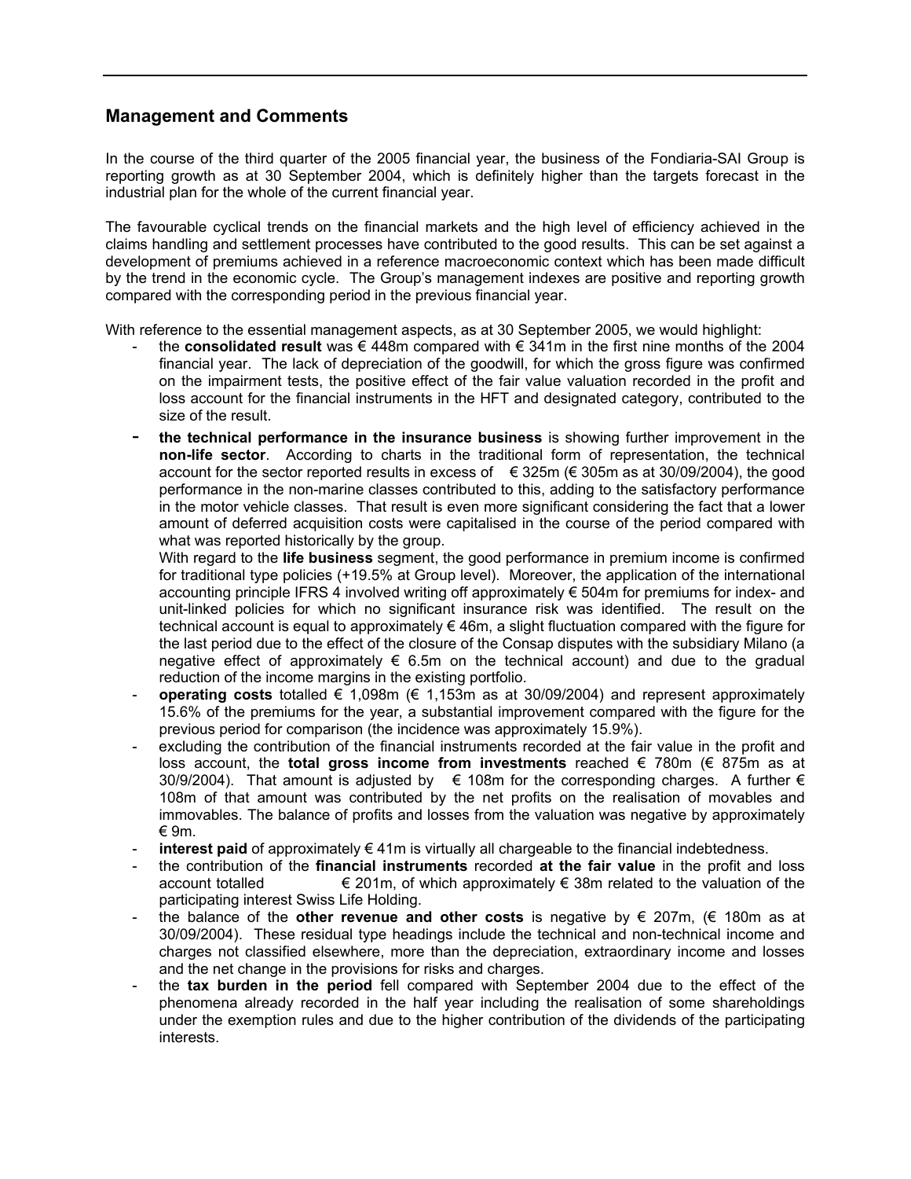## Management and Comments

In the course of the third quarter of the 2005 financial year, the business of the Fondiaria-SAI Group is reporting growth as at 30 September 2004, which is definitely higher than the targets forecast in the industrial plan for the whole of the current financial year.

The favourable cyclical trends on the financial markets and the high level of efficiency achieved in the claims handling and settlement processes have contributed to the good results. This can be set against a development of premiums achieved in a reference macroeconomic context which has been made difficult by the trend in the economic cycle. The Group's management indexes are positive and reporting growth compared with the corresponding period in the previous financial year.

With reference to the essential management aspects, as at 30 September 2005, we would highlight:

- the **consolidated result** was € 448m compared with € 341m in the first nine months of the 2004 financial year. The lack of depreciation of the goodwill, for which the gross figure was confirmed on the impairment tests, the positive effect of the fair value valuation recorded in the profit and loss account for the financial instruments in the HFT and designated category, contributed to the size of the result.
- **the technical performance in the insurance business** is showing further improvement in the **non-life sector**. According to charts in the traditional form of representation, the technical account for the sector reported results in excess of € 325m (€ 305m as at 30/09/2004), the good performance in the non-marine classes contributed to this, adding to the satisfactory performance in the motor vehicle classes. That result is even more significant considering the fact that a lower amount of deferred acquisition costs were capitalised in the course of the period compared with what was reported historically by the group.
  With regard to the **life business** segment, the good performance in premium income is confirmed for traditional type policies (+19.5% at Group level). Moreover, the application of the international accounting principle IFRS 4 involved writing off approximately € 504m for premiums for index- and unit-linked policies for which no significant insurance risk was identified. The result on the technical account is equal to approximately € 46m, a slight fluctuation compared with the figure for the last period due to the effect of the closure of the Consap disputes with the subsidiary Milano (a negative effect of approximately € 6.5m on the technical account) and due to the gradual reduction of the income margins in the existing portfolio.
- **operating costs** totalled € 1,098m (€ 1,153m as at 30/09/2004) and represent approximately 15.6% of the premiums for the year, a substantial improvement compared with the figure for the previous period for comparison (the incidence was approximately 15.9%).
- excluding the contribution of the financial instruments recorded at the fair value in the profit and loss account, the **total gross income from investments** reached € 780m (€ 875m as at 30/9/2004). That amount is adjusted by € 108m for the corresponding charges. A further € 108m of that amount was contributed by the net profits on the realisation of movables and immovables. The balance of profits and losses from the valuation was negative by approximately € 9m.
- **interest paid** of approximately € 41m is virtually all chargeable to the financial indebtedness.
- the contribution of the **financial instruments** recorded **at the fair value** in the profit and loss account totalled € 201m, of which approximately € 38m related to the valuation of the participating interest Swiss Life Holding.
- the balance of the **other revenue and other costs** is negative by € 207m, (€ 180m as at 30/09/2004). These residual type headings include the technical and non-technical income and charges not classified elsewhere, more than the depreciation, extraordinary income and losses and the net change in the provisions for risks and charges.
- the **tax burden in the period** fell compared with September 2004 due to the effect of the phenomena already recorded in the half year including the realisation of some shareholdings under the exemption rules and due to the higher contribution of the dividends of the participating interests.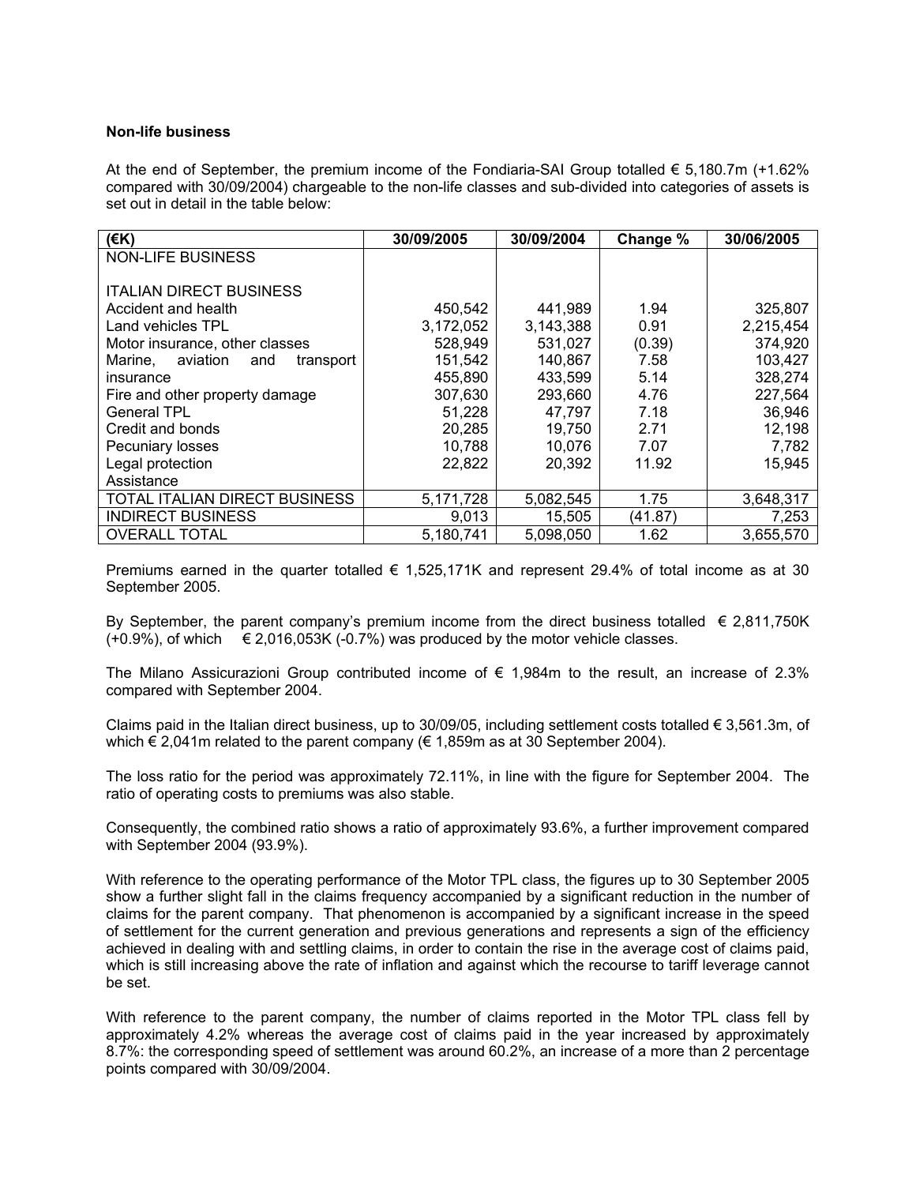**Non-life business**

At the end of September, the premium income of the Fondiaria-SAI Group totalled € 5,180.7m (+1.62% compared with 30/09/2004) chargeable to the non-life classes and sub-divided into categories of assets is set out in detail in the table below:

| (€K) | 30/09/2005 | 30/09/2004 | Change % | 30/06/2005 |
|---|---|---|---|---|
| NON-LIFE BUSINESS | | | | |
| | | | | |
| ITALIAN DIRECT BUSINESS | | | | |
| Accident and health | 450,542 | 441,989 | 1.94 | 325,807 |
| Land vehicles TPL | 3,172,052 | 3,143,388 | 0.91 | 2,215,454 |
| Motor insurance, other classes | 528,949 | 531,027 | (0.39) | 374,920 |
| Marine, aviation and transport | 151,542 | 140,867 | 7.58 | 103,427 |
| insurance | 455,890 | 433,599 | 5.14 | 328,274 |
| Fire and other property damage | 307,630 | 293,660 | 4.76 | 227,564 |
| General TPL | 51,228 | 47,797 | 7.18 | 36,946 |
| Credit and bonds | 20,285 | 19,750 | 2.71 | 12,198 |
| Pecuniary losses | 10,788 | 10,076 | 7.07 | 7,782 |
| Legal protection | 22,822 | 20,392 | 11.92 | 15,945 |
| Assistance | | | | |
| TOTAL ITALIAN DIRECT BUSINESS | 5,171,728 | 5,082,545 | 1.75 | 3,648,317 |
| INDIRECT BUSINESS | 9,013 | 15,505 | (41.87) | 7,253 |
| OVERALL TOTAL | 5,180,741 | 5,098,050 | 1.62 | 3,655,570 |

Premiums earned in the quarter totalled € 1,525,171K and represent 29.4% of total income as at 30 September 2005.

By September, the parent company's premium income from the direct business totalled € 2,811,750K (+0.9%), of which € 2,016,053K (-0.7%) was produced by the motor vehicle classes.

The Milano Assicurazioni Group contributed income of € 1,984m to the result, an increase of 2.3% compared with September 2004.

Claims paid in the Italian direct business, up to 30/09/05, including settlement costs totalled € 3,561.3m, of which € 2,041m related to the parent company (€ 1,859m as at 30 September 2004).

The loss ratio for the period was approximately 72.11%, in line with the figure for September 2004. The ratio of operating costs to premiums was also stable.

Consequently, the combined ratio shows a ratio of approximately 93.6%, a further improvement compared with September 2004 (93.9%).

With reference to the operating performance of the Motor TPL class, the figures up to 30 September 2005 show a further slight fall in the claims frequency accompanied by a significant reduction in the number of claims for the parent company. That phenomenon is accompanied by a significant increase in the speed of settlement for the current generation and previous generations and represents a sign of the efficiency achieved in dealing with and settling claims, in order to contain the rise in the average cost of claims paid, which is still increasing above the rate of inflation and against which the recourse to tariff leverage cannot be set.

With reference to the parent company, the number of claims reported in the Motor TPL class fell by approximately 4.2% whereas the average cost of claims paid in the year increased by approximately 8.7%: the corresponding speed of settlement was around 60.2%, an increase of a more than 2 percentage points compared with 30/09/2004.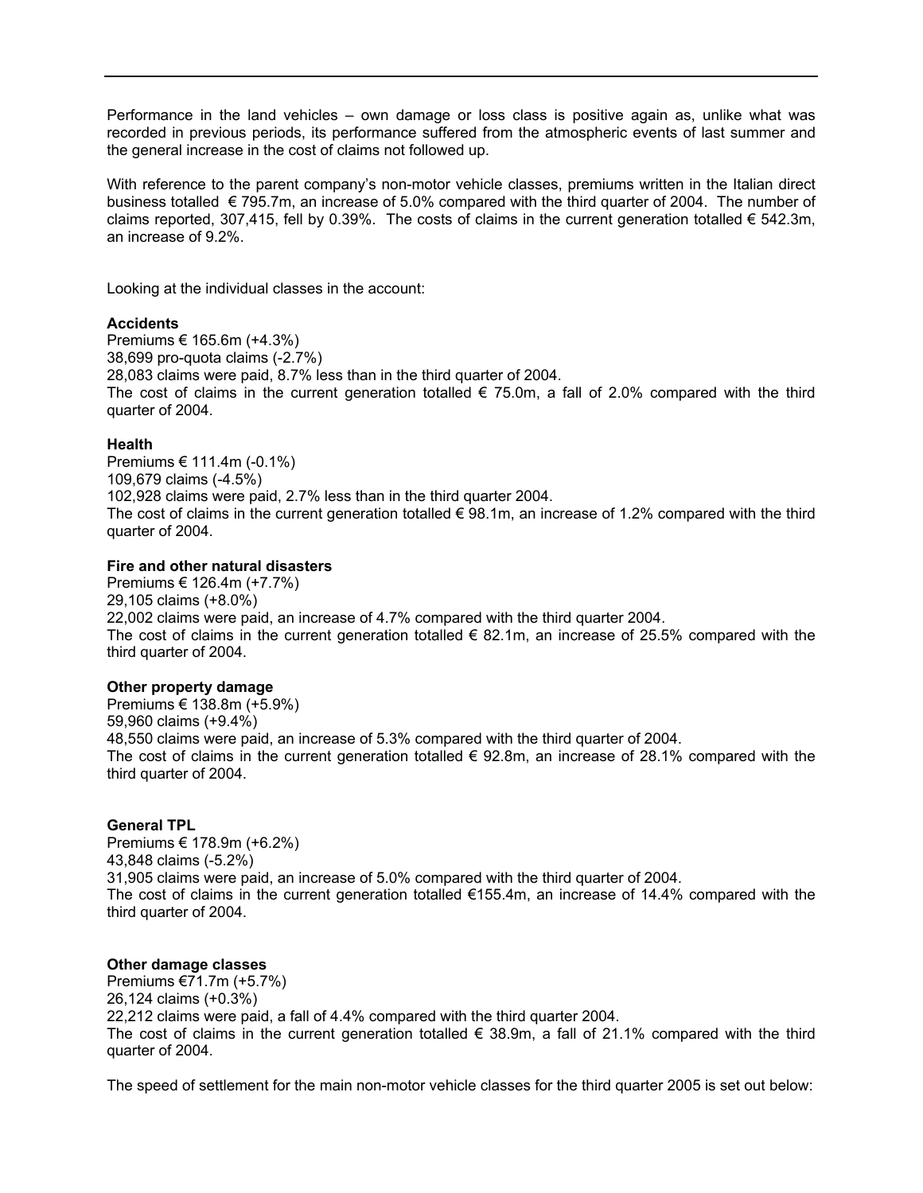Performance in the land vehicles – own damage or loss class is positive again as, unlike what was recorded in previous periods, its performance suffered from the atmospheric events of last summer and the general increase in the cost of claims not followed up.

With reference to the parent company's non-motor vehicle classes, premiums written in the Italian direct business totalled € 795.7m, an increase of 5.0% compared with the third quarter of 2004. The number of claims reported, 307,415, fell by 0.39%. The costs of claims in the current generation totalled € 542.3m, an increase of 9.2%.

Looking at the individual classes in the account:

**Accidents**
Premiums € 165.6m (+4.3%)
38,699 pro-quota claims (-2.7%)
28,083 claims were paid, 8.7% less than in the third quarter of 2004.
The cost of claims in the current generation totalled € 75.0m, a fall of 2.0% compared with the third quarter of 2004.

**Health**
Premiums € 111.4m (-0.1%)
109,679 claims (-4.5%)
102,928 claims were paid, 2.7% less than in the third quarter 2004.
The cost of claims in the current generation totalled € 98.1m, an increase of 1.2% compared with the third quarter of 2004.

**Fire and other natural disasters**
Premiums € 126.4m (+7.7%)
29,105 claims (+8.0%)
22,002 claims were paid, an increase of 4.7% compared with the third quarter 2004.
The cost of claims in the current generation totalled € 82.1m, an increase of 25.5% compared with the third quarter of 2004.

**Other property damage**
Premiums € 138.8m (+5.9%)
59,960 claims (+9.4%)
48,550 claims were paid, an increase of 5.3% compared with the third quarter of 2004.
The cost of claims in the current generation totalled € 92.8m, an increase of 28.1% compared with the third quarter of 2004.

**General TPL**
Premiums € 178.9m (+6.2%)
43,848 claims (-5.2%)
31,905 claims were paid, an increase of 5.0% compared with the third quarter of 2004.
The cost of claims in the current generation totalled €155.4m, an increase of 14.4% compared with the third quarter of 2004.

**Other damage classes**
Premiums €71.7m (+5.7%)
26,124 claims (+0.3%)
22,212 claims were paid, a fall of 4.4% compared with the third quarter 2004.
The cost of claims in the current generation totalled € 38.9m, a fall of 21.1% compared with the third quarter of 2004.

The speed of settlement for the main non-motor vehicle classes for the third quarter 2005 is set out below: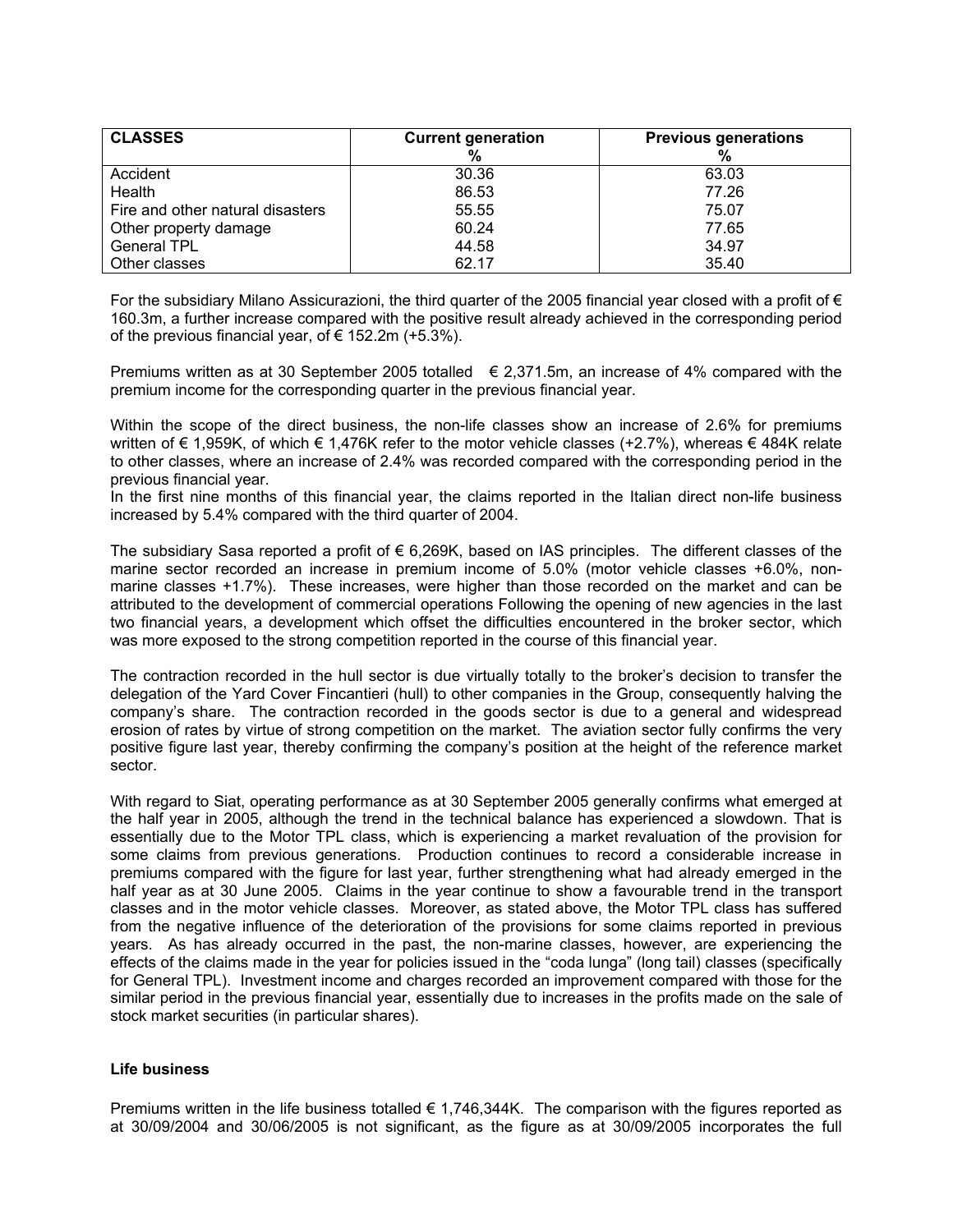| CLASSES | Current generation % | Previous generations % |
|---|---|---|
| Accident | 30.36 | 63.03 |
| Health | 86.53 | 77.26 |
| Fire and other natural disasters | 55.55 | 75.07 |
| Other property damage | 60.24 | 77.65 |
| General TPL | 44.58 | 34.97 |
| Other classes | 62.17 | 35.40 |

For the subsidiary Milano Assicurazioni, the third quarter of the 2005 financial year closed with a profit of € 160.3m, a further increase compared with the positive result already achieved in the corresponding period of the previous financial year, of € 152.2m (+5.3%).

Premiums written as at 30 September 2005 totalled € 2,371.5m, an increase of 4% compared with the premium income for the corresponding quarter in the previous financial year.

Within the scope of the direct business, the non-life classes show an increase of 2.6% for premiums written of € 1,959K, of which € 1,476K refer to the motor vehicle classes (+2.7%), whereas € 484K relate to other classes, where an increase of 2.4% was recorded compared with the corresponding period in the previous financial year.

In the first nine months of this financial year, the claims reported in the Italian direct non-life business increased by 5.4% compared with the third quarter of 2004.

The subsidiary Sasa reported a profit of € 6,269K, based on IAS principles. The different classes of the marine sector recorded an increase in premium income of 5.0% (motor vehicle classes +6.0%, non-marine classes +1.7%). These increases, were higher than those recorded on the market and can be attributed to the development of commercial operations Following the opening of new agencies in the last two financial years, a development which offset the difficulties encountered in the broker sector, which was more exposed to the strong competition reported in the course of this financial year.

The contraction recorded in the hull sector is due virtually totally to the broker's decision to transfer the delegation of the Yard Cover Fincantieri (hull) to other companies in the Group, consequently halving the company's share. The contraction recorded in the goods sector is due to a general and widespread erosion of rates by virtue of strong competition on the market. The aviation sector fully confirms the very positive figure last year, thereby confirming the company's position at the height of the reference market sector.

With regard to Siat, operating performance as at 30 September 2005 generally confirms what emerged at the half year in 2005, although the trend in the technical balance has experienced a slowdown. That is essentially due to the Motor TPL class, which is experiencing a market revaluation of the provision for some claims from previous generations. Production continues to record a considerable increase in premiums compared with the figure for last year, further strengthening what had already emerged in the half year as at 30 June 2005. Claims in the year continue to show a favourable trend in the transport classes and in the motor vehicle classes. Moreover, as stated above, the Motor TPL class has suffered from the negative influence of the deterioration of the provisions for some claims reported in previous years. As has already occurred in the past, the non-marine classes, however, are experiencing the effects of the claims made in the year for policies issued in the "coda lunga" (long tail) classes (specifically for General TPL). Investment income and charges recorded an improvement compared with those for the similar period in the previous financial year, essentially due to increases in the profits made on the sale of stock market securities (in particular shares).

**Life business**

Premiums written in the life business totalled € 1,746,344K. The comparison with the figures reported as at 30/09/2004 and 30/06/2005 is not significant, as the figure as at 30/09/2005 incorporates the full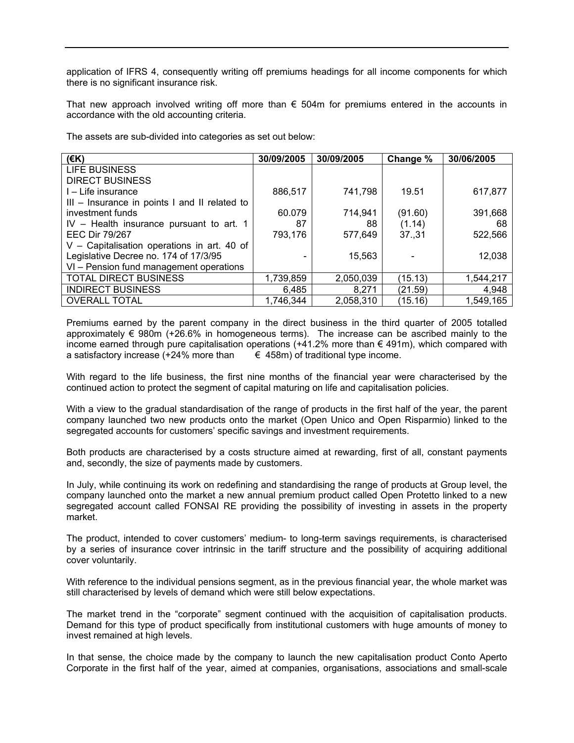application of IFRS 4, consequently writing off premiums headings for all income components for which there is no significant insurance risk.

That new approach involved writing off more than € 504m for premiums entered in the accounts in accordance with the old accounting criteria.

The assets are sub-divided into categories as set out below:

| (€K) | 30/09/2005 | 30/09/2005 | Change % | 30/06/2005 |
|---|---|---|---|---|
| LIFE BUSINESS | | | | |
| DIRECT BUSINESS | | | | |
| I – Life insurance | 886,517 | 741,798 | 19.51 | 617,877 |
| III – Insurance in points I and II related to | | | | |
| investment funds | 60.079 | 714,941 | (91.60) | 391,668 |
| IV – Health insurance pursuant to art. 1 | 87 | 88 | (1.14) | 68 |
| EEC Dir 79/267 | 793,176 | 577,649 | 37.,31 | 522,566 |
| V – Capitalisation operations in art. 40 of | | | | |
| Legislative Decree no. 174 of 17/3/95 | - | 15,563 | - | 12,038 |
| VI – Pension fund management operations | | | | |
| TOTAL DIRECT BUSINESS | 1,739,859 | 2,050,039 | (15.13) | 1,544,217 |
| INDIRECT BUSINESS | 6,485 | 8,271 | (21.59) | 4,948 |
| OVERALL TOTAL | 1,746,344 | 2,058,310 | (15.16) | 1,549,165 |

Premiums earned by the parent company in the direct business in the third quarter of 2005 totalled approximately € 980m (+26.6% in homogeneous terms). The increase can be ascribed mainly to the income earned through pure capitalisation operations (+41.2% more than € 491m), which compared with a satisfactory increase (+24% more than € 458m) of traditional type income.

With regard to the life business, the first nine months of the financial year were characterised by the continued action to protect the segment of capital maturing on life and capitalisation policies.

With a view to the gradual standardisation of the range of products in the first half of the year, the parent company launched two new products onto the market (Open Unico and Open Risparmio) linked to the segregated accounts for customers' specific savings and investment requirements.

Both products are characterised by a costs structure aimed at rewarding, first of all, constant payments and, secondly, the size of payments made by customers.

In July, while continuing its work on redefining and standardising the range of products at Group level, the company launched onto the market a new annual premium product called Open Protetto linked to a new segregated account called FONSAI RE providing the possibility of investing in assets in the property market.

The product, intended to cover customers' medium- to long-term savings requirements, is characterised by a series of insurance cover intrinsic in the tariff structure and the possibility of acquiring additional cover voluntarily.

With reference to the individual pensions segment, as in the previous financial year, the whole market was still characterised by levels of demand which were still below expectations.

The market trend in the "corporate" segment continued with the acquisition of capitalisation products. Demand for this type of product specifically from institutional customers with huge amounts of money to invest remained at high levels.

In that sense, the choice made by the company to launch the new capitalisation product Conto Aperto Corporate in the first half of the year, aimed at companies, organisations, associations and small-scale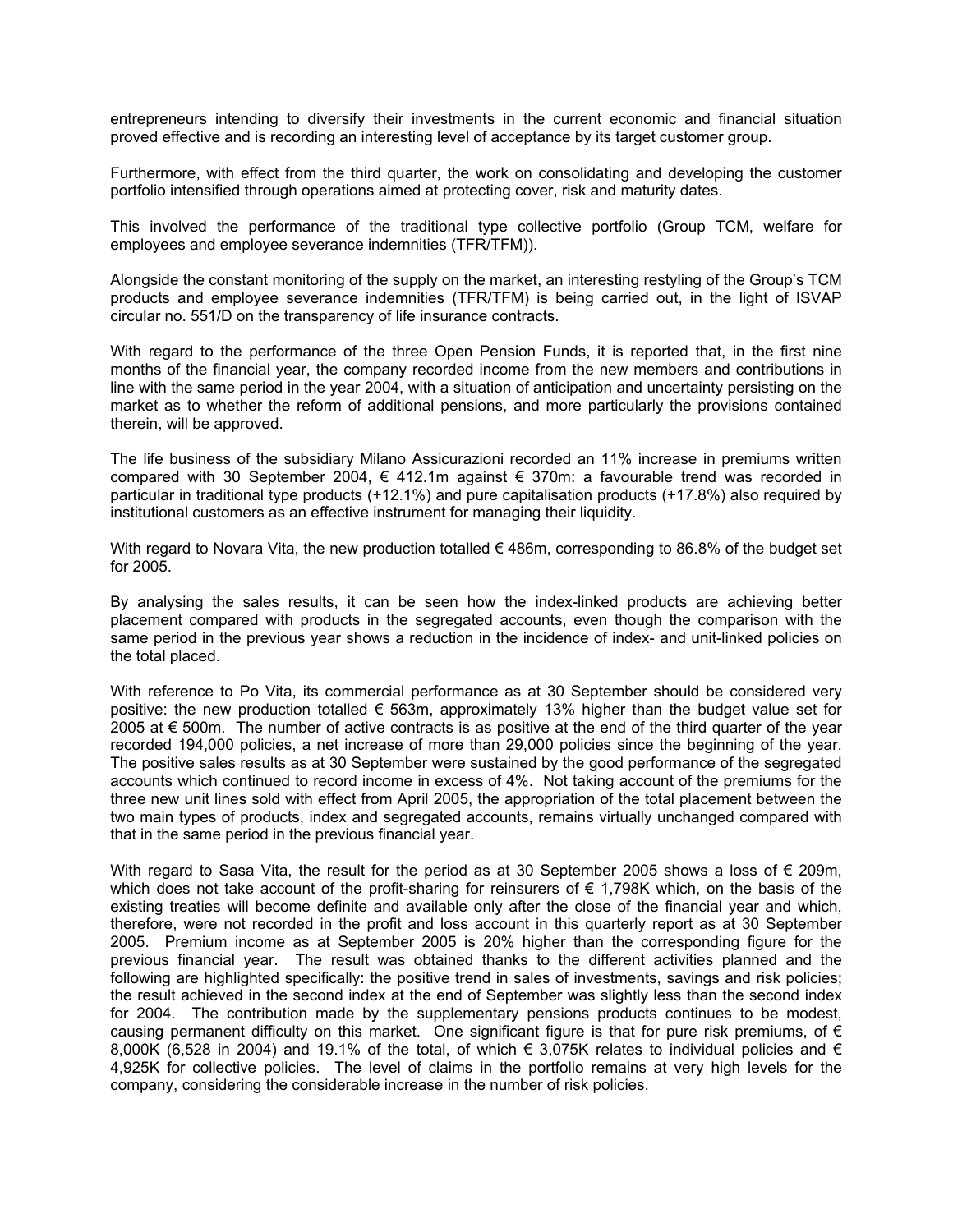entrepreneurs intending to diversify their investments in the current economic and financial situation proved effective and is recording an interesting level of acceptance by its target customer group.

Furthermore, with effect from the third quarter, the work on consolidating and developing the customer portfolio intensified through operations aimed at protecting cover, risk and maturity dates.

This involved the performance of the traditional type collective portfolio (Group TCM, welfare for employees and employee severance indemnities (TFR/TFM)).

Alongside the constant monitoring of the supply on the market, an interesting restyling of the Group's TCM products and employee severance indemnities (TFR/TFM) is being carried out, in the light of ISVAP circular no. 551/D on the transparency of life insurance contracts.

With regard to the performance of the three Open Pension Funds, it is reported that, in the first nine months of the financial year, the company recorded income from the new members and contributions in line with the same period in the year 2004, with a situation of anticipation and uncertainty persisting on the market as to whether the reform of additional pensions, and more particularly the provisions contained therein, will be approved.

The life business of the subsidiary Milano Assicurazioni recorded an 11% increase in premiums written compared with 30 September 2004, € 412.1m against € 370m: a favourable trend was recorded in particular in traditional type products (+12.1%) and pure capitalisation products (+17.8%) also required by institutional customers as an effective instrument for managing their liquidity.

With regard to Novara Vita, the new production totalled € 486m, corresponding to 86.8% of the budget set for 2005.

By analysing the sales results, it can be seen how the index-linked products are achieving better placement compared with products in the segregated accounts, even though the comparison with the same period in the previous year shows a reduction in the incidence of index- and unit-linked policies on the total placed.

With reference to Po Vita, its commercial performance as at 30 September should be considered very positive: the new production totalled € 563m, approximately 13% higher than the budget value set for 2005 at € 500m. The number of active contracts is as positive at the end of the third quarter of the year recorded 194,000 policies, a net increase of more than 29,000 policies since the beginning of the year. The positive sales results as at 30 September were sustained by the good performance of the segregated accounts which continued to record income in excess of 4%. Not taking account of the premiums for the three new unit lines sold with effect from April 2005, the appropriation of the total placement between the two main types of products, index and segregated accounts, remains virtually unchanged compared with that in the same period in the previous financial year.

With regard to Sasa Vita, the result for the period as at 30 September 2005 shows a loss of € 209m, which does not take account of the profit-sharing for reinsurers of € 1,798K which, on the basis of the existing treaties will become definite and available only after the close of the financial year and which, therefore, were not recorded in the profit and loss account in this quarterly report as at 30 September 2005. Premium income as at September 2005 is 20% higher than the corresponding figure for the previous financial year. The result was obtained thanks to the different activities planned and the following are highlighted specifically: the positive trend in sales of investments, savings and risk policies; the result achieved in the second index at the end of September was slightly less than the second index for 2004. The contribution made by the supplementary pensions products continues to be modest, causing permanent difficulty on this market. One significant figure is that for pure risk premiums, of € 8,000K (6,528 in 2004) and 19.1% of the total, of which € 3,075K relates to individual policies and € 4,925K for collective policies. The level of claims in the portfolio remains at very high levels for the company, considering the considerable increase in the number of risk policies.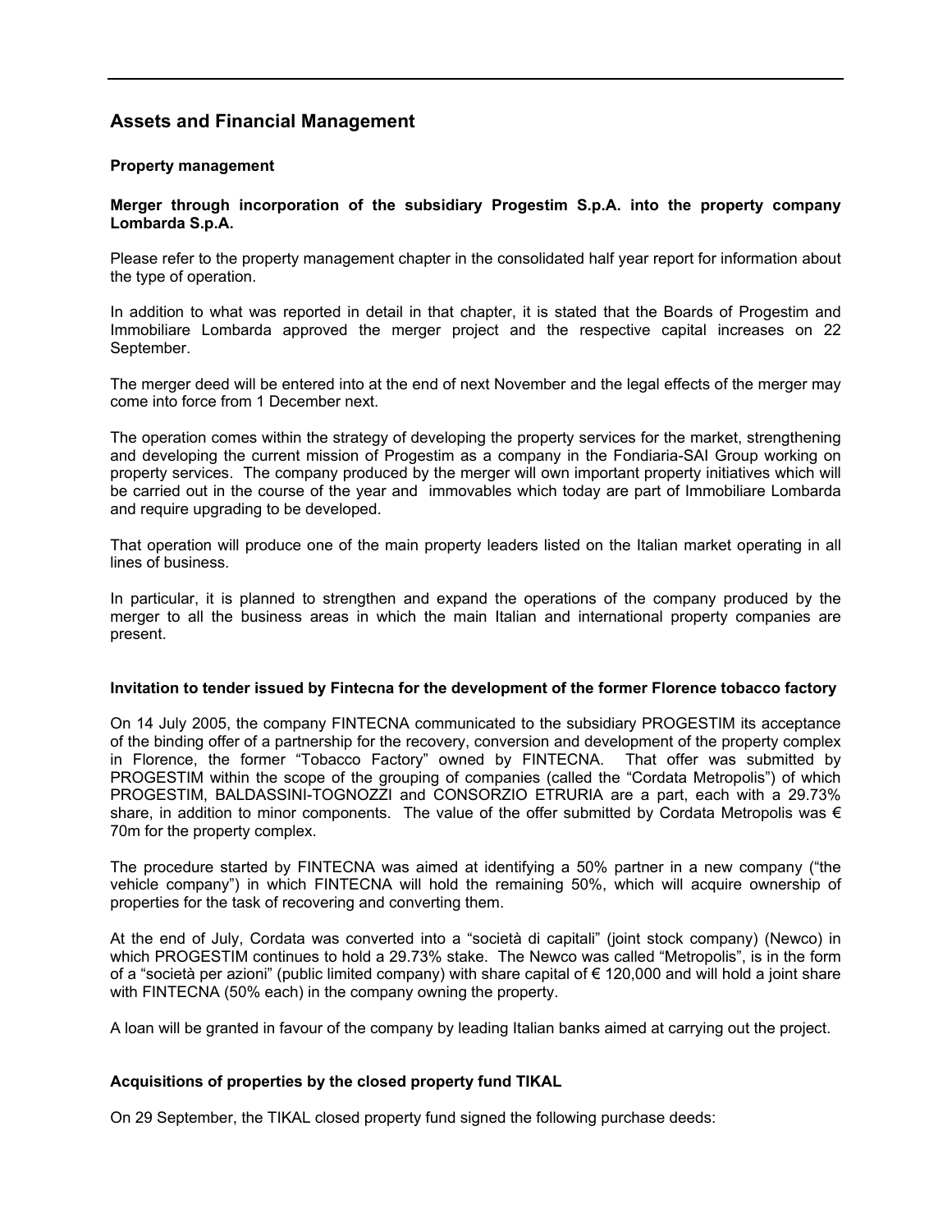## Assets and Financial Management

### Property management

**Merger through incorporation of the subsidiary Progestim S.p.A. into the property company Lombarda S.p.A.**

Please refer to the property management chapter in the consolidated half year report for information about the type of operation.

In addition to what was reported in detail in that chapter, it is stated that the Boards of Progestim and Immobiliare Lombarda approved the merger project and the respective capital increases on 22 September.

The merger deed will be entered into at the end of next November and the legal effects of the merger may come into force from 1 December next.

The operation comes within the strategy of developing the property services for the market, strengthening and developing the current mission of Progestim as a company in the Fondiaria-SAI Group working on property services. The company produced by the merger will own important property initiatives which will be carried out in the course of the year and immovables which today are part of Immobiliare Lombarda and require upgrading to be developed.

That operation will produce one of the main property leaders listed on the Italian market operating in all lines of business.

In particular, it is planned to strengthen and expand the operations of the company produced by the merger to all the business areas in which the main Italian and international property companies are present.

**Invitation to tender issued by Fintecna for the development of the former Florence tobacco factory**

On 14 July 2005, the company FINTECNA communicated to the subsidiary PROGESTIM its acceptance of the binding offer of a partnership for the recovery, conversion and development of the property complex in Florence, the former "Tobacco Factory" owned by FINTECNA. That offer was submitted by PROGESTIM within the scope of the grouping of companies (called the "Cordata Metropolis") of which PROGESTIM, BALDASSINI-TOGNOZZI and CONSORZIO ETRURIA are a part, each with a 29.73% share, in addition to minor components. The value of the offer submitted by Cordata Metropolis was € 70m for the property complex.

The procedure started by FINTECNA was aimed at identifying a 50% partner in a new company ("the vehicle company") in which FINTECNA will hold the remaining 50%, which will acquire ownership of properties for the task of recovering and converting them.

At the end of July, Cordata was converted into a "società di capitali" (joint stock company) (Newco) in which PROGESTIM continues to hold a 29.73% stake. The Newco was called "Metropolis", is in the form of a "società per azioni" (public limited company) with share capital of € 120,000 and will hold a joint share with FINTECNA (50% each) in the company owning the property.

A loan will be granted in favour of the company by leading Italian banks aimed at carrying out the project.

**Acquisitions of properties by the closed property fund TIKAL**

On 29 September, the TIKAL closed property fund signed the following purchase deeds: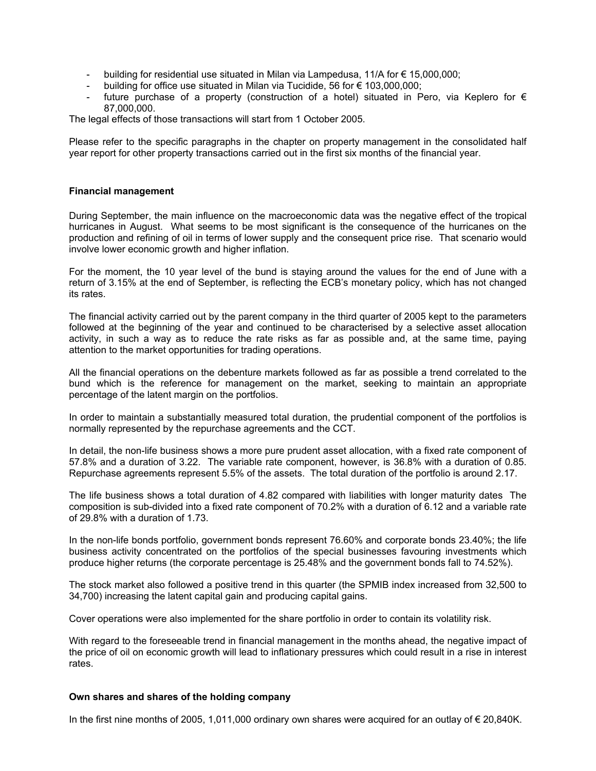- building for residential use situated in Milan via Lampedusa, 11/A for € 15,000,000;
- building for office use situated in Milan via Tucidide, 56 for € 103,000,000;
- future purchase of a property (construction of a hotel) situated in Pero, via Keplero for € 87,000,000.

The legal effects of those transactions will start from 1 October 2005.

Please refer to the specific paragraphs in the chapter on property management in the consolidated half year report for other property transactions carried out in the first six months of the financial year.

**Financial management**

During September, the main influence on the macroeconomic data was the negative effect of the tropical hurricanes in August. What seems to be most significant is the consequence of the hurricanes on the production and refining of oil in terms of lower supply and the consequent price rise. That scenario would involve lower economic growth and higher inflation.

For the moment, the 10 year level of the bund is staying around the values for the end of June with a return of 3.15% at the end of September, is reflecting the ECB's monetary policy, which has not changed its rates.

The financial activity carried out by the parent company in the third quarter of 2005 kept to the parameters followed at the beginning of the year and continued to be characterised by a selective asset allocation activity, in such a way as to reduce the rate risks as far as possible and, at the same time, paying attention to the market opportunities for trading operations.

All the financial operations on the debenture markets followed as far as possible a trend correlated to the bund which is the reference for management on the market, seeking to maintain an appropriate percentage of the latent margin on the portfolios.

In order to maintain a substantially measured total duration, the prudential component of the portfolios is normally represented by the repurchase agreements and the CCT.

In detail, the non-life business shows a more pure prudent asset allocation, with a fixed rate component of 57.8% and a duration of 3.22. The variable rate component, however, is 36.8% with a duration of 0.85. Repurchase agreements represent 5.5% of the assets. The total duration of the portfolio is around 2.17.

The life business shows a total duration of 4.82 compared with liabilities with longer maturity dates The composition is sub-divided into a fixed rate component of 70.2% with a duration of 6.12 and a variable rate of 29.8% with a duration of 1.73.

In the non-life bonds portfolio, government bonds represent 76.60% and corporate bonds 23.40%; the life business activity concentrated on the portfolios of the special businesses favouring investments which produce higher returns (the corporate percentage is 25.48% and the government bonds fall to 74.52%).

The stock market also followed a positive trend in this quarter (the SPMIB index increased from 32,500 to 34,700) increasing the latent capital gain and producing capital gains.

Cover operations were also implemented for the share portfolio in order to contain its volatility risk.

With regard to the foreseeable trend in financial management in the months ahead, the negative impact of the price of oil on economic growth will lead to inflationary pressures which could result in a rise in interest rates.

**Own shares and shares of the holding company**

In the first nine months of 2005, 1,011,000 ordinary own shares were acquired for an outlay of € 20,840K.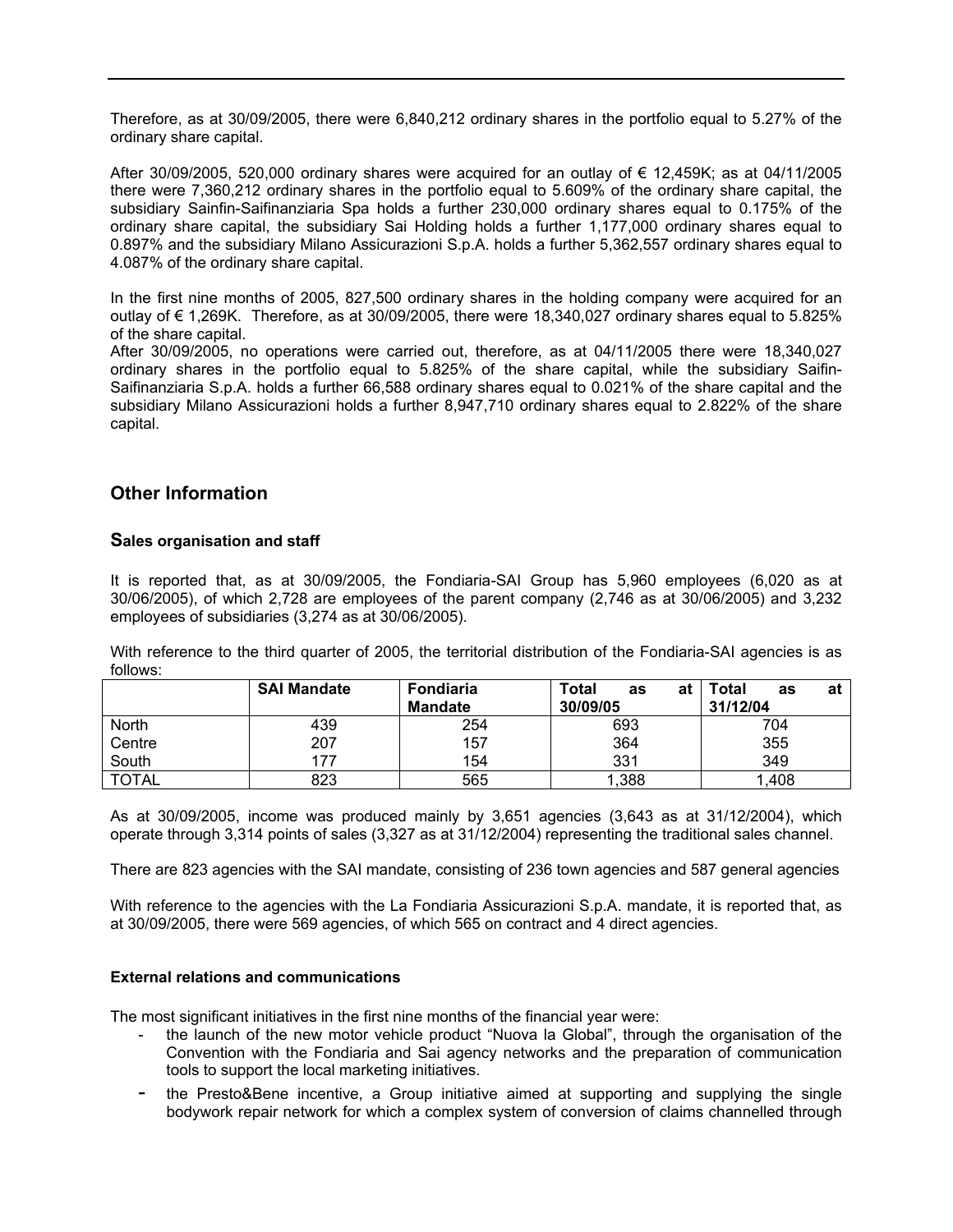Therefore, as at 30/09/2005, there were 6,840,212 ordinary shares in the portfolio equal to 5.27% of the ordinary share capital.

After 30/09/2005, 520,000 ordinary shares were acquired for an outlay of € 12,459K; as at 04/11/2005 there were 7,360,212 ordinary shares in the portfolio equal to 5.609% of the ordinary share capital, the subsidiary Sainfin-Saifinanziaria Spa holds a further 230,000 ordinary shares equal to 0.175% of the ordinary share capital, the subsidiary Sai Holding holds a further 1,177,000 ordinary shares equal to 0.897% and the subsidiary Milano Assicurazioni S.p.A. holds a further 5,362,557 ordinary shares equal to 4.087% of the ordinary share capital.

In the first nine months of 2005, 827,500 ordinary shares in the holding company were acquired for an outlay of € 1,269K. Therefore, as at 30/09/2005, there were 18,340,027 ordinary shares equal to 5.825% of the share capital.
After 30/09/2005, no operations were carried out, therefore, as at 04/11/2005 there were 18,340,027 ordinary shares in the portfolio equal to 5.825% of the share capital, while the subsidiary Saifin-Saifinanziaria S.p.A. holds a further 66,588 ordinary shares equal to 0.021% of the share capital and the subsidiary Milano Assicurazioni holds a further 8,947,710 ordinary shares equal to 2.822% of the share capital.

## Other Information

### Sales organisation and staff

It is reported that, as at 30/09/2005, the Fondiaria-SAI Group has 5,960 employees (6,020 as at 30/06/2005), of which 2,728 are employees of the parent company (2,746 as at 30/06/2005) and 3,232 employees of subsidiaries (3,274 as at 30/06/2005).

With reference to the third quarter of 2005, the territorial distribution of the Fondiaria-SAI agencies is as follows:

| | SAI Mandate | Fondiaria Mandate | Total as at 30/09/05 | Total as at 31/12/04 |
|---|---|---|---|---|
| North | 439 | 254 | 693 | 704 |
| Centre | 207 | 157 | 364 | 355 |
| South | 177 | 154 | 331 | 349 |
| TOTAL | 823 | 565 | 1,388 | 1,408 |

As at 30/09/2005, income was produced mainly by 3,651 agencies (3,643 as at 31/12/2004), which operate through 3,314 points of sales (3,327 as at 31/12/2004) representing the traditional sales channel.

There are 823 agencies with the SAI mandate, consisting of 236 town agencies and 587 general agencies

With reference to the agencies with the La Fondiaria Assicurazioni S.p.A. mandate, it is reported that, as at 30/09/2005, there were 569 agencies, of which 565 on contract and 4 direct agencies.

### External relations and communications

The most significant initiatives in the first nine months of the financial year were:

- the launch of the new motor vehicle product "Nuova la Global", through the organisation of the Convention with the Fondiaria and Sai agency networks and the preparation of communication tools to support the local marketing initiatives.
- the Presto&Bene incentive, a Group initiative aimed at supporting and supplying the single bodywork repair network for which a complex system of conversion of claims channelled through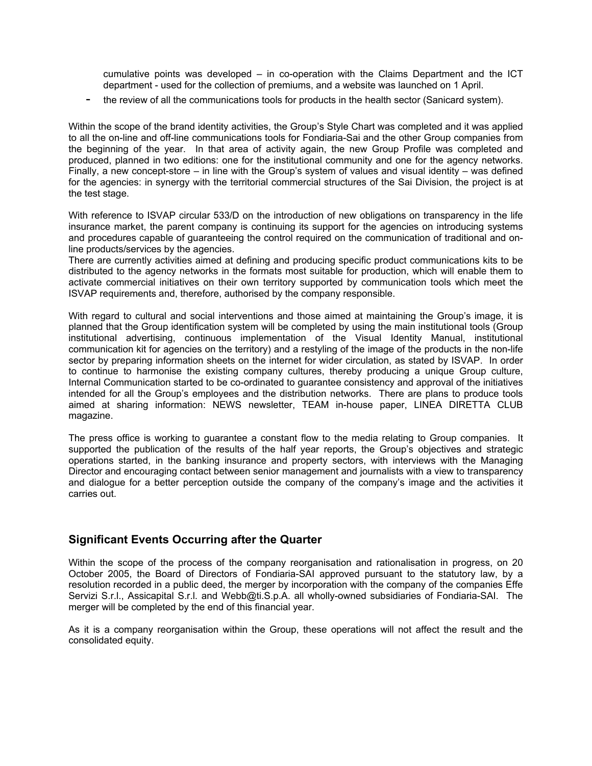cumulative points was developed – in co-operation with the Claims Department and the ICT department - used for the collection of premiums, and a website was launched on 1 April.

- the review of all the communications tools for products in the health sector (Sanicard system).

Within the scope of the brand identity activities, the Group's Style Chart was completed and it was applied to all the on-line and off-line communications tools for Fondiaria-Sai and the other Group companies from the beginning of the year. In that area of activity again, the new Group Profile was completed and produced, planned in two editions: one for the institutional community and one for the agency networks. Finally, a new concept-store – in line with the Group's system of values and visual identity – was defined for the agencies: in synergy with the territorial commercial structures of the Sai Division, the project is at the test stage.

With reference to ISVAP circular 533/D on the introduction of new obligations on transparency in the life insurance market, the parent company is continuing its support for the agencies on introducing systems and procedures capable of guaranteeing the control required on the communication of traditional and on-line products/services by the agencies.
There are currently activities aimed at defining and producing specific product communications kits to be distributed to the agency networks in the formats most suitable for production, which will enable them to activate commercial initiatives on their own territory supported by communication tools which meet the ISVAP requirements and, therefore, authorised by the company responsible.

With regard to cultural and social interventions and those aimed at maintaining the Group's image, it is planned that the Group identification system will be completed by using the main institutional tools (Group institutional advertising, continuous implementation of the Visual Identity Manual, institutional communication kit for agencies on the territory) and a restyling of the image of the products in the non-life sector by preparing information sheets on the internet for wider circulation, as stated by ISVAP. In order to continue to harmonise the existing company cultures, thereby producing a unique Group culture, Internal Communication started to be co-ordinated to guarantee consistency and approval of the initiatives intended for all the Group's employees and the distribution networks. There are plans to produce tools aimed at sharing information: NEWS newsletter, TEAM in-house paper, LINEA DIRETTA CLUB magazine.

The press office is working to guarantee a constant flow to the media relating to Group companies. It supported the publication of the results of the half year reports, the Group's objectives and strategic operations started, in the banking insurance and property sectors, with interviews with the Managing Director and encouraging contact between senior management and journalists with a view to transparency and dialogue for a better perception outside the company of the company's image and the activities it carries out.

## Significant Events Occurring after the Quarter

Within the scope of the process of the company reorganisation and rationalisation in progress, on 20 October 2005, the Board of Directors of Fondiaria-SAI approved pursuant to the statutory law, by a resolution recorded in a public deed, the merger by incorporation with the company of the companies Effe Servizi S.r.l., Assicapital S.r.l. and Webb@ti.S.p.A. all wholly-owned subsidiaries of Fondiaria-SAI. The merger will be completed by the end of this financial year.

As it is a company reorganisation within the Group, these operations will not affect the result and the consolidated equity.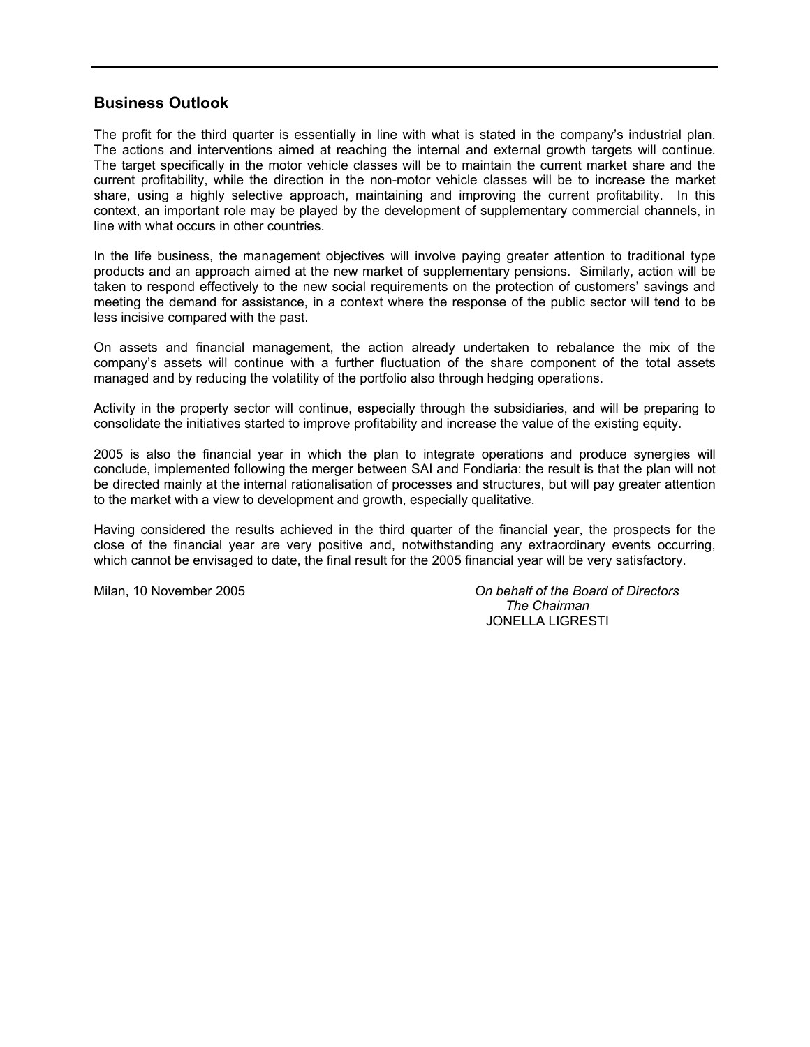## Business Outlook

The profit for the third quarter is essentially in line with what is stated in the company's industrial plan. The actions and interventions aimed at reaching the internal and external growth targets will continue. The target specifically in the motor vehicle classes will be to maintain the current market share and the current profitability, while the direction in the non-motor vehicle classes will be to increase the market share, using a highly selective approach, maintaining and improving the current profitability. In this context, an important role may be played by the development of supplementary commercial channels, in line with what occurs in other countries.

In the life business, the management objectives will involve paying greater attention to traditional type products and an approach aimed at the new market of supplementary pensions. Similarly, action will be taken to respond effectively to the new social requirements on the protection of customers' savings and meeting the demand for assistance, in a context where the response of the public sector will tend to be less incisive compared with the past.

On assets and financial management, the action already undertaken to rebalance the mix of the company's assets will continue with a further fluctuation of the share component of the total assets managed and by reducing the volatility of the portfolio also through hedging operations.

Activity in the property sector will continue, especially through the subsidiaries, and will be preparing to consolidate the initiatives started to improve profitability and increase the value of the existing equity.

2005 is also the financial year in which the plan to integrate operations and produce synergies will conclude, implemented following the merger between SAI and Fondiaria: the result is that the plan will not be directed mainly at the internal rationalisation of processes and structures, but will pay greater attention to the market with a view to development and growth, especially qualitative.

Having considered the results achieved in the third quarter of the financial year, the prospects for the close of the financial year are very positive and, notwithstanding any extraordinary events occurring, which cannot be envisaged to date, the final result for the 2005 financial year will be very satisfactory.

Milan, 10 November 2005

*On behalf of the Board of Directors*
*The Chairman*
JONELLA LIGRESTI